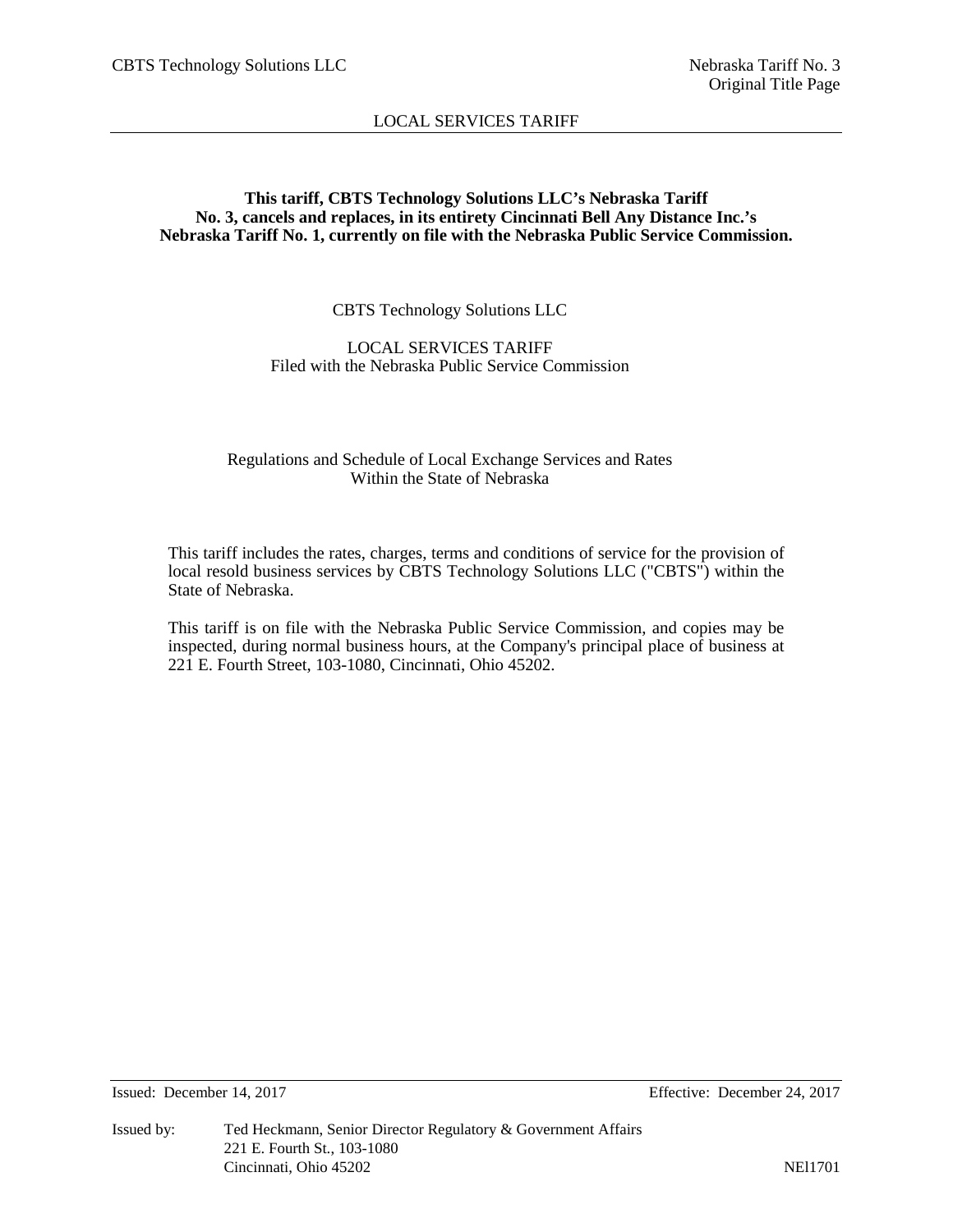**This tariff, CBTS Technology Solutions LLC's Nebraska Tariff No. 3, cancels and replaces, in its entirety Cincinnati Bell Any Distance Inc.'s Nebraska Tariff No. 1, currently on file with the Nebraska Public Service Commission.**

CBTS Technology Solutions LLC

LOCAL SERVICES TARIFF
Filed with the Nebraska Public Service Commission

Regulations and Schedule of Local Exchange Services and Rates
Within the State of Nebraska

This tariff includes the rates, charges, terms and conditions of service for the provision of local resold business services by CBTS Technology Solutions LLC ("CBTS") within the State of Nebraska.

This tariff is on file with the Nebraska Public Service Commission, and copies may be inspected, during normal business hours, at the Company's principal place of business at 221 E. Fourth Street, 103-1080, Cincinnati, Ohio 45202.

Issued: December 14, 2017 Effective: December 24, 2017

Issued by: Ted Heckmann, Senior Director Regulatory & Government Affairs
221 E. Fourth St., 103-1080
Cincinnati, Ohio 45202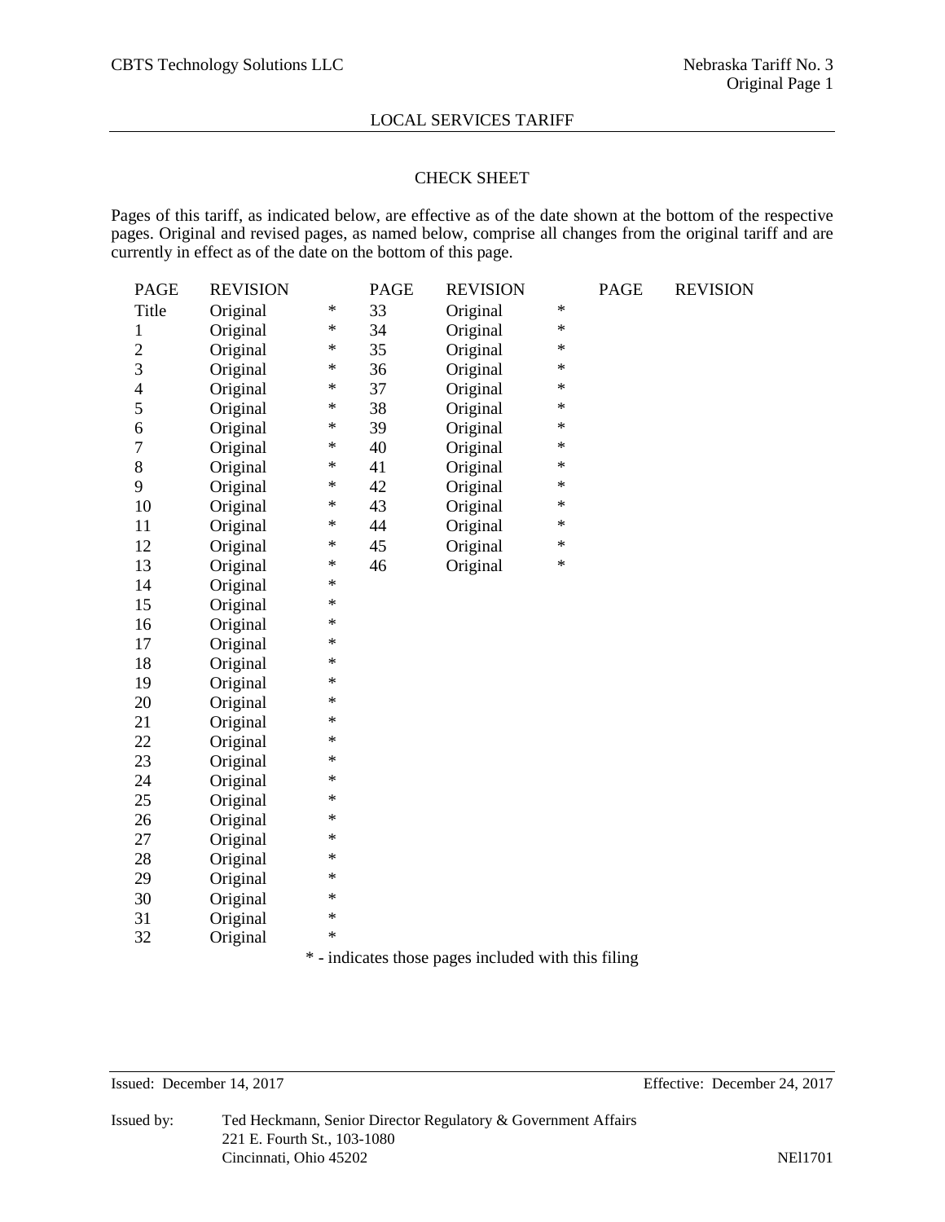# LOCAL SERVICES TARIFF

## CHECK SHEET

Pages of this tariff, as indicated below, are effective as of the date shown at the bottom of the respective pages. Original and revised pages, as named below, comprise all changes from the original tariff and are currently in effect as of the date on the bottom of this page.

| PAGE | REVISION | | PAGE | REVISION | | PAGE | REVISION |
|---|---|---|---|---|---|---|---|
| Title | Original | * | 33 | Original | * | | |
| 1 | Original | * | 34 | Original | * | | |
| 2 | Original | * | 35 | Original | * | | |
| 3 | Original | * | 36 | Original | * | | |
| 4 | Original | * | 37 | Original | * | | |
| 5 | Original | * | 38 | Original | * | | |
| 6 | Original | * | 39 | Original | * | | |
| 7 | Original | * | 40 | Original | * | | |
| 8 | Original | * | 41 | Original | * | | |
| 9 | Original | * | 42 | Original | * | | |
| 10 | Original | * | 43 | Original | * | | |
| 11 | Original | * | 44 | Original | * | | |
| 12 | Original | * | 45 | Original | * | | |
| 13 | Original | * | 46 | Original | * | | |
| 14 | Original | * | | | | | |
| 15 | Original | * | | | | | |
| 16 | Original | * | | | | | |
| 17 | Original | * | | | | | |
| 18 | Original | * | | | | | |
| 19 | Original | * | | | | | |
| 20 | Original | * | | | | | |
| 21 | Original | * | | | | | |
| 22 | Original | * | | | | | |
| 23 | Original | * | | | | | |
| 24 | Original | * | | | | | |
| 25 | Original | * | | | | | |
| 26 | Original | * | | | | | |
| 27 | Original | * | | | | | |
| 28 | Original | * | | | | | |
| 29 | Original | * | | | | | |
| 30 | Original | * | | | | | |
| 31 | Original | * | | | | | |
| 32 | Original | * | | | | | |

* - indicates those pages included with this filing

Issued: December 14, 2017 Effective: December 24, 2017

Issued by: Ted Heckmann, Senior Director Regulatory & Government Affairs
221 E. Fourth St., 103-1080
Cincinnati, Ohio 45202

NEl1701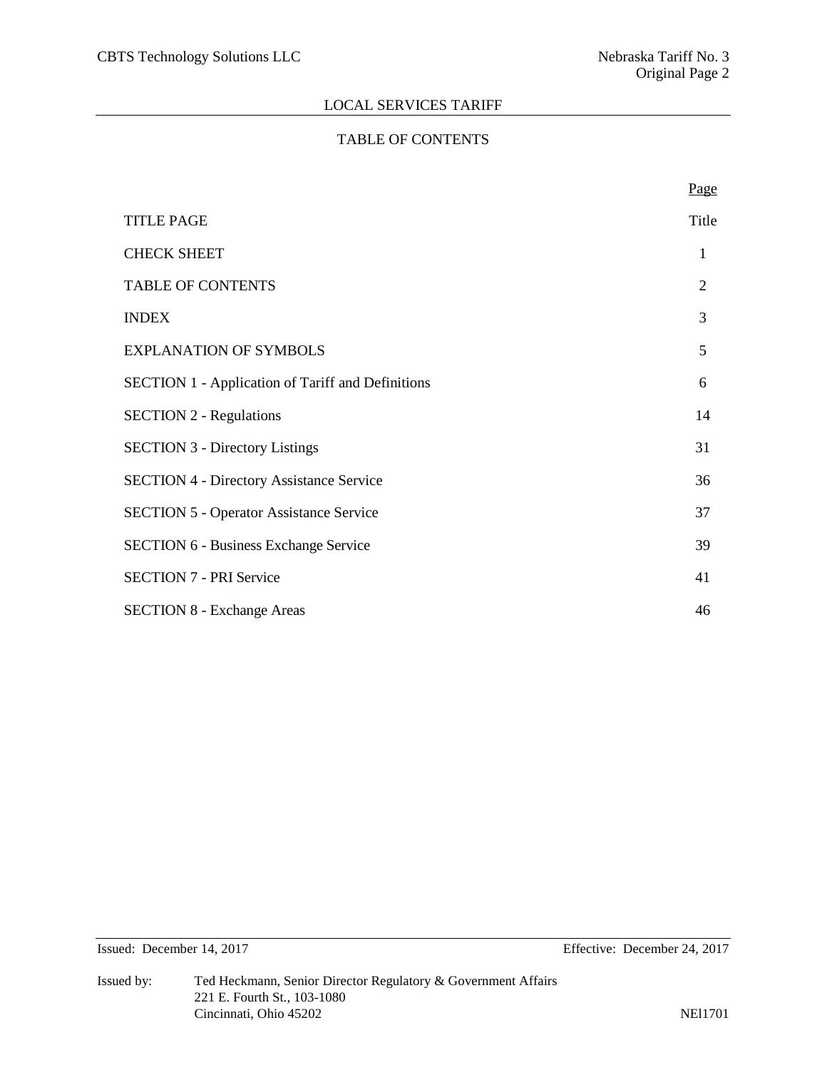# LOCAL SERVICES TARIFF

## TABLE OF CONTENTS

| | Page |
|---|---|
| TITLE PAGE | Title |
| CHECK SHEET | 1 |
| TABLE OF CONTENTS | 2 |
| INDEX | 3 |
| EXPLANATION OF SYMBOLS | 5 |
| SECTION 1 - Application of Tariff and Definitions | 6 |
| SECTION 2 - Regulations | 14 |
| SECTION 3 - Directory Listings | 31 |
| SECTION 4 - Directory Assistance Service | 36 |
| SECTION 5 - Operator Assistance Service | 37 |
| SECTION 6 - Business Exchange Service | 39 |
| SECTION 7 - PRI Service | 41 |
| SECTION 8 - Exchange Areas | 46 |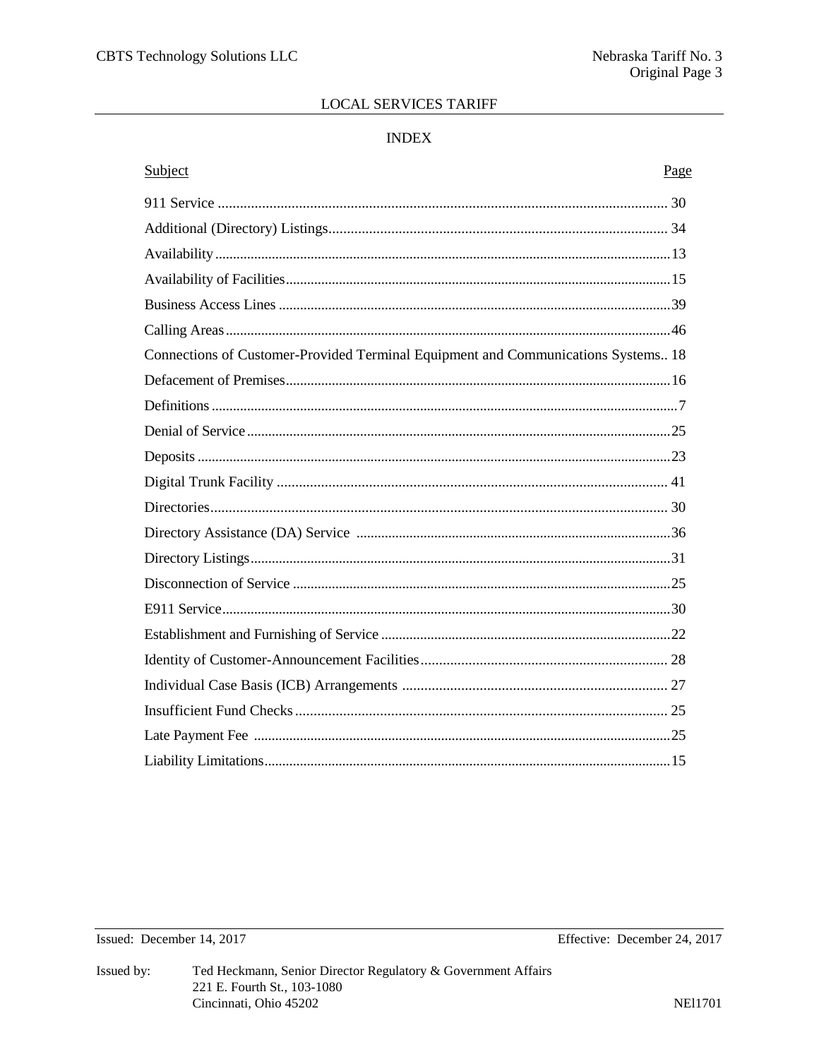LOCAL SERVICES TARIFF

## INDEX

| Subject | Page |
|---|---|
| 911 Service | 30 |
| Additional (Directory) Listings | 34 |
| Availability | 13 |
| Availability of Facilities | 15 |
| Business Access Lines | 39 |
| Calling Areas | 46 |
| Connections of Customer-Provided Terminal Equipment and Communications Systems | 18 |
| Defacement of Premises | 16 |
| Definitions | 7 |
| Denial of Service | 25 |
| Deposits | 23 |
| Digital Trunk Facility | 41 |
| Directories | 30 |
| Directory Assistance (DA) Service | 36 |
| Directory Listings | 31 |
| Disconnection of Service | 25 |
| E911 Service | 30 |
| Establishment and Furnishing of Service | 22 |
| Identity of Customer-Announcement Facilities | 28 |
| Individual Case Basis (ICB) Arrangements | 27 |
| Insufficient Fund Checks | 25 |
| Late Payment Fee | 25 |
| Liability Limitations | 15 |

Issued: December 14, 2017

Effective: December 24, 2017

Issued by: Ted Heckmann, Senior Director Regulatory & Government Affairs
221 E. Fourth St., 103-1080
Cincinnati, Ohio 45202

NEl1701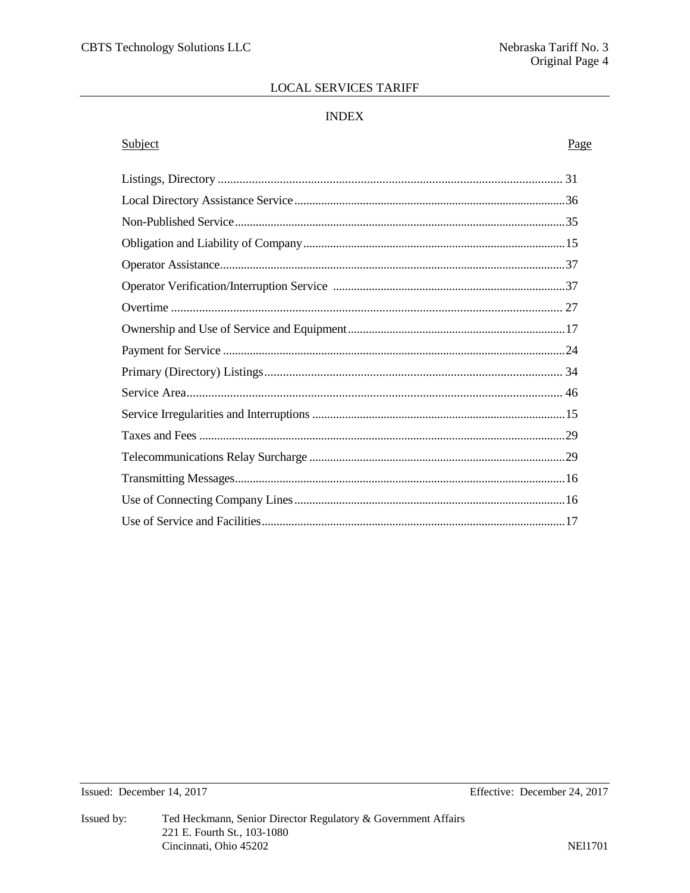LOCAL SERVICES TARIFF

## INDEX

| Subject | Page |
| --- | --- |
| Listings, Directory | 31 |
| Local Directory Assistance Service | 36 |
| Non-Published Service | 35 |
| Obligation and Liability of Company | 15 |
| Operator Assistance | 37 |
| Operator Verification/Interruption Service | 37 |
| Overtime | 27 |
| Ownership and Use of Service and Equipment | 17 |
| Payment for Service | 24 |
| Primary (Directory) Listings | 34 |
| Service Area | 46 |
| Service Irregularities and Interruptions | 15 |
| Taxes and Fees | 29 |
| Telecommunications Relay Surcharge | 29 |
| Transmitting Messages | 16 |
| Use of Connecting Company Lines | 16 |
| Use of Service and Facilities | 17 |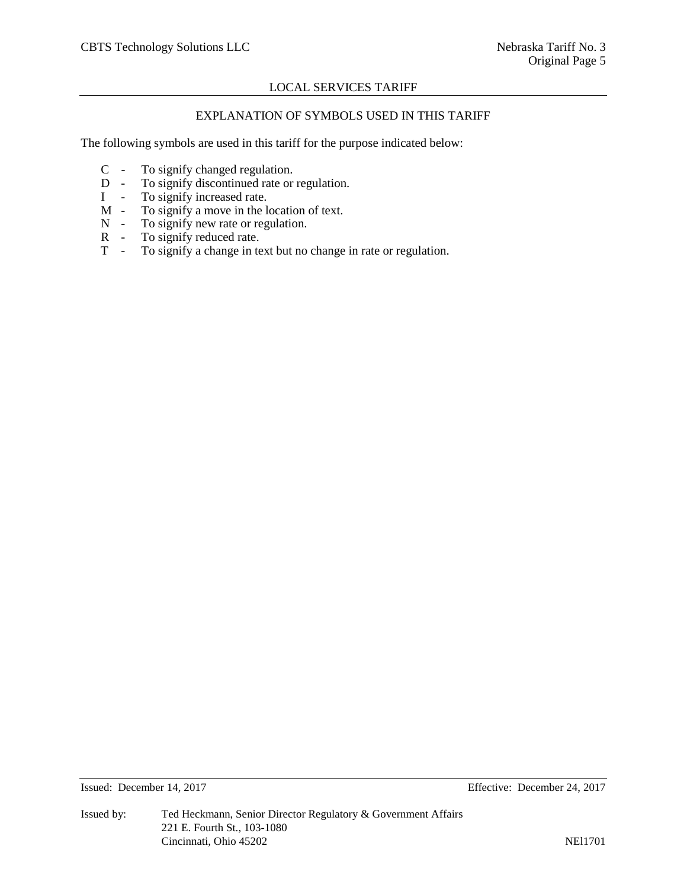## LOCAL SERVICES TARIFF

### EXPLANATION OF SYMBOLS USED IN THIS TARIFF

The following symbols are used in this tariff for the purpose indicated below:

- C - To signify changed regulation.
- D - To signify discontinued rate or regulation.
- I - To signify increased rate.
- M - To signify a move in the location of text.
- N - To signify new rate or regulation.
- R - To signify reduced rate.
- T - To signify a change in text but no change in rate or regulation.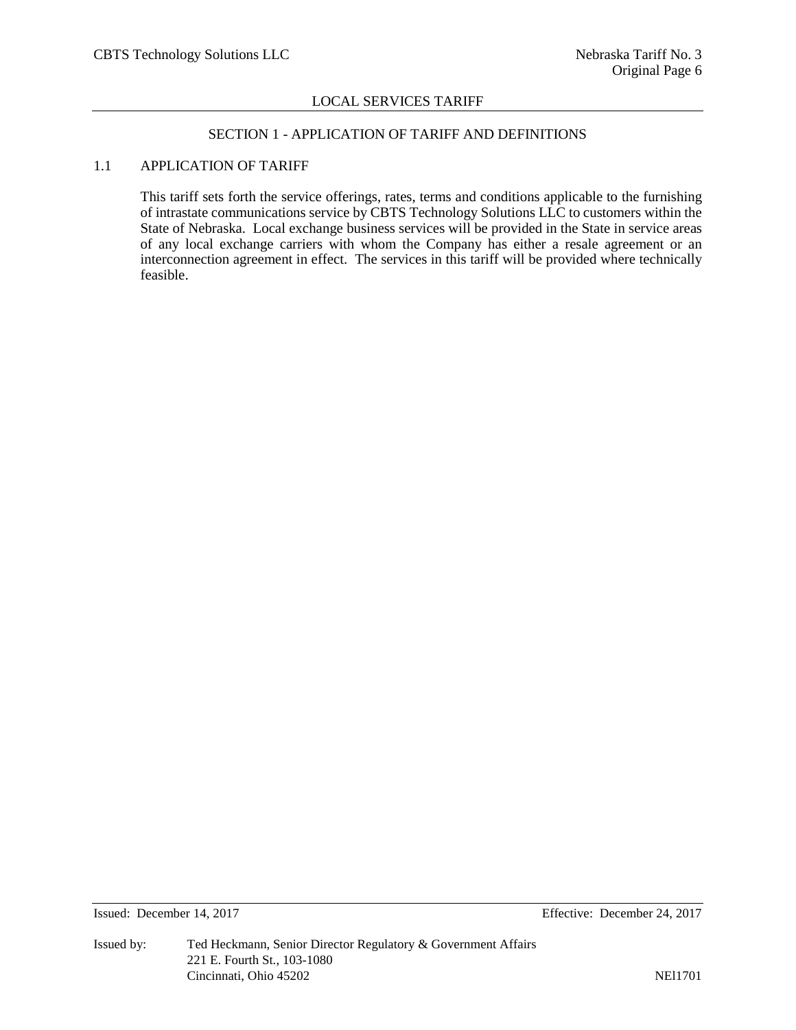# SECTION 1 - APPLICATION OF TARIFF AND DEFINITIONS

## 1.1 APPLICATION OF TARIFF

This tariff sets forth the service offerings, rates, terms and conditions applicable to the furnishing of intrastate communications service by CBTS Technology Solutions LLC to customers within the State of Nebraska. Local exchange business services will be provided in the State in service areas of any local exchange carriers with whom the Company has either a resale agreement or an interconnection agreement in effect. The services in this tariff will be provided where technically feasible.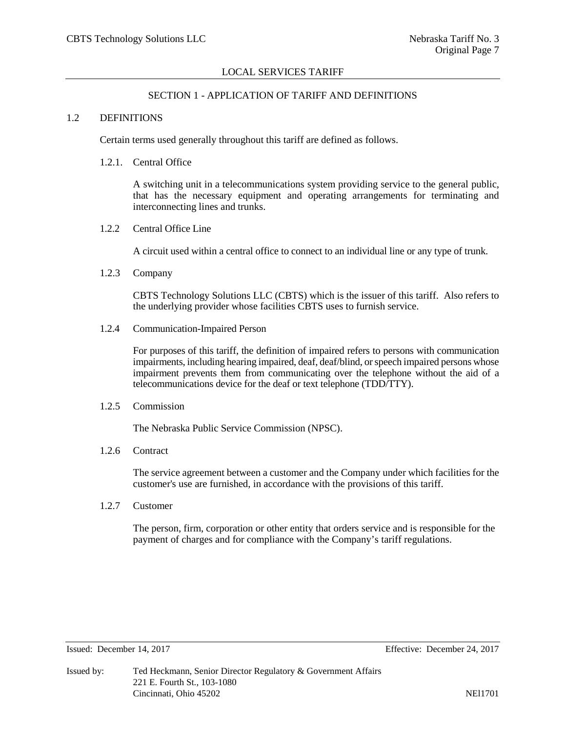## SECTION 1 - APPLICATION OF TARIFF AND DEFINITIONS

### 1.2 DEFINITIONS

Certain terms used generally throughout this tariff are defined as follows.

#### 1.2.1. Central Office

A switching unit in a telecommunications system providing service to the general public, that has the necessary equipment and operating arrangements for terminating and interconnecting lines and trunks.

#### 1.2.2 Central Office Line

A circuit used within a central office to connect to an individual line or any type of trunk.

#### 1.2.3 Company

CBTS Technology Solutions LLC (CBTS) which is the issuer of this tariff. Also refers to the underlying provider whose facilities CBTS uses to furnish service.

#### 1.2.4 Communication-Impaired Person

For purposes of this tariff, the definition of impaired refers to persons with communication impairments, including hearing impaired, deaf, deaf/blind, or speech impaired persons whose impairment prevents them from communicating over the telephone without the aid of a telecommunications device for the deaf or text telephone (TDD/TTY).

#### 1.2.5 Commission

The Nebraska Public Service Commission (NPSC).

#### 1.2.6 Contract

The service agreement between a customer and the Company under which facilities for the customer's use are furnished, in accordance with the provisions of this tariff.

#### 1.2.7 Customer

The person, firm, corporation or other entity that orders service and is responsible for the payment of charges and for compliance with the Company's tariff regulations.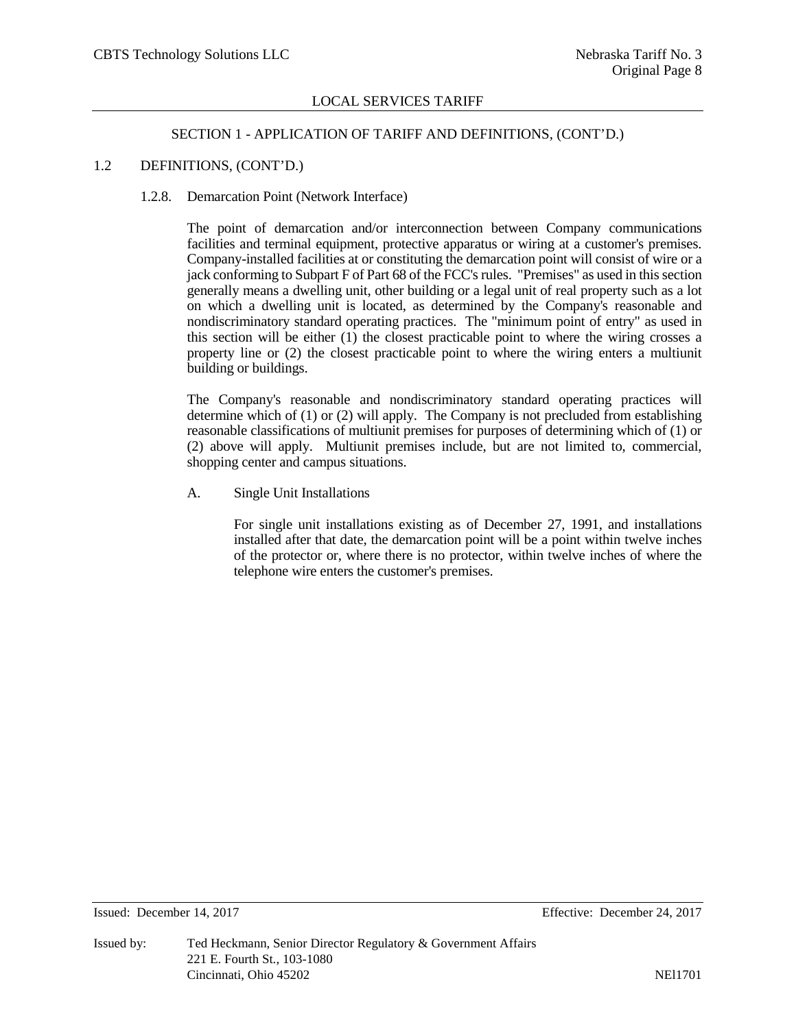## SECTION 1 - APPLICATION OF TARIFF AND DEFINITIONS, (CONT'D.)

### 1.2 DEFINITIONS, (CONT'D.)

#### 1.2.8. Demarcation Point (Network Interface)

The point of demarcation and/or interconnection between Company communications facilities and terminal equipment, protective apparatus or wiring at a customer's premises. Company-installed facilities at or constituting the demarcation point will consist of wire or a jack conforming to Subpart F of Part 68 of the FCC's rules. "Premises" as used in this section generally means a dwelling unit, other building or a legal unit of real property such as a lot on which a dwelling unit is located, as determined by the Company's reasonable and nondiscriminatory standard operating practices. The "minimum point of entry" as used in this section will be either (1) the closest practicable point to where the wiring crosses a property line or (2) the closest practicable point to where the wiring enters a multiunit building or buildings.

The Company's reasonable and nondiscriminatory standard operating practices will determine which of (1) or (2) will apply. The Company is not precluded from establishing reasonable classifications of multiunit premises for purposes of determining which of (1) or (2) above will apply. Multiunit premises include, but are not limited to, commercial, shopping center and campus situations.

A. Single Unit Installations

For single unit installations existing as of December 27, 1991, and installations installed after that date, the demarcation point will be a point within twelve inches of the protector or, where there is no protector, within twelve inches of where the telephone wire enters the customer's premises.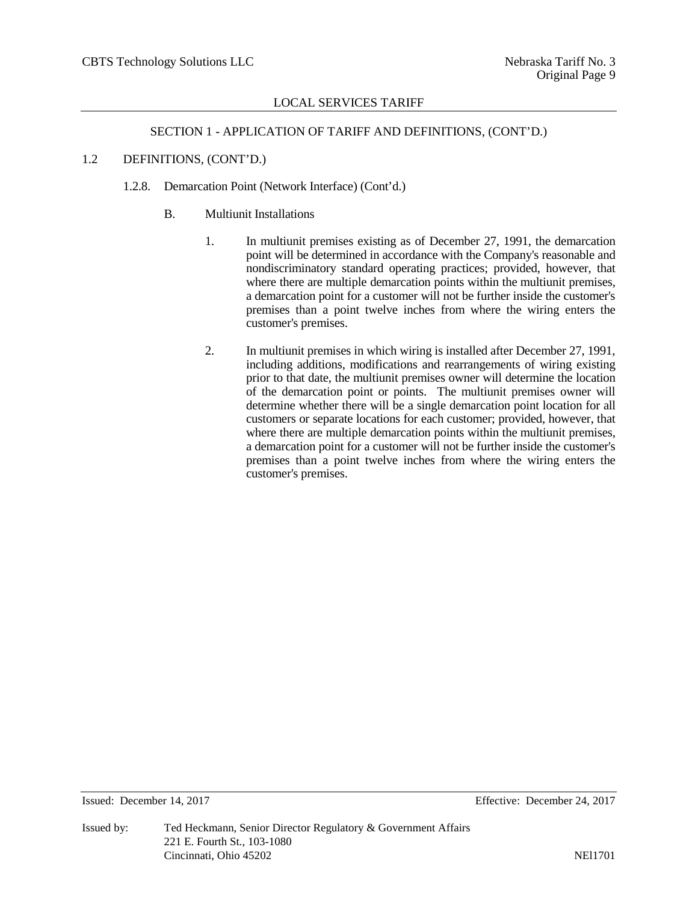## SECTION 1 - APPLICATION OF TARIFF AND DEFINITIONS, (CONT'D.)

### 1.2 DEFINITIONS, (CONT'D.)

#### 1.2.8. Demarcation Point (Network Interface) (Cont'd.)

B. Multiunit Installations

1. In multiunit premises existing as of December 27, 1991, the demarcation point will be determined in accordance with the Company's reasonable and nondiscriminatory standard operating practices; provided, however, that where there are multiple demarcation points within the multiunit premises, a demarcation point for a customer will not be further inside the customer's premises than a point twelve inches from where the wiring enters the customer's premises.

2. In multiunit premises in which wiring is installed after December 27, 1991, including additions, modifications and rearrangements of wiring existing prior to that date, the multiunit premises owner will determine the location of the demarcation point or points. The multiunit premises owner will determine whether there will be a single demarcation point location for all customers or separate locations for each customer; provided, however, that where there are multiple demarcation points within the multiunit premises, a demarcation point for a customer will not be further inside the customer's premises than a point twelve inches from where the wiring enters the customer's premises.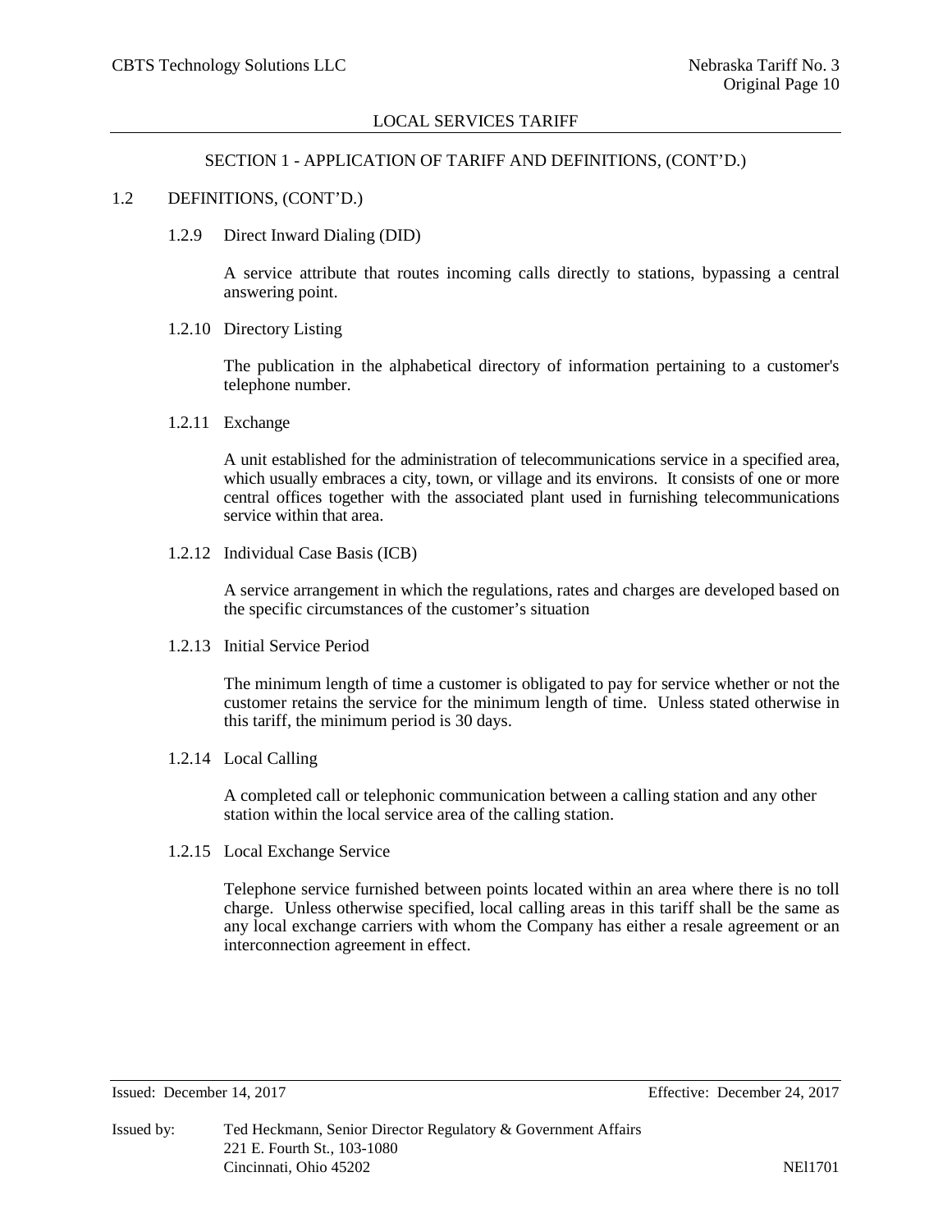LOCAL SERVICES TARIFF

SECTION 1 - APPLICATION OF TARIFF AND DEFINITIONS, (CONT'D.)

1.2 DEFINITIONS, (CONT'D.)

1.2.9 Direct Inward Dialing (DID)

A service attribute that routes incoming calls directly to stations, bypassing a central answering point.

1.2.10 Directory Listing

The publication in the alphabetical directory of information pertaining to a customer's telephone number.

1.2.11 Exchange

A unit established for the administration of telecommunications service in a specified area, which usually embraces a city, town, or village and its environs. It consists of one or more central offices together with the associated plant used in furnishing telecommunications service within that area.

1.2.12 Individual Case Basis (ICB)

A service arrangement in which the regulations, rates and charges are developed based on the specific circumstances of the customer's situation

1.2.13 Initial Service Period

The minimum length of time a customer is obligated to pay for service whether or not the customer retains the service for the minimum length of time. Unless stated otherwise in this tariff, the minimum period is 30 days.

1.2.14 Local Calling

A completed call or telephonic communication between a calling station and any other station within the local service area of the calling station.

1.2.15 Local Exchange Service

Telephone service furnished between points located within an area where there is no toll charge. Unless otherwise specified, local calling areas in this tariff shall be the same as any local exchange carriers with whom the Company has either a resale agreement or an interconnection agreement in effect.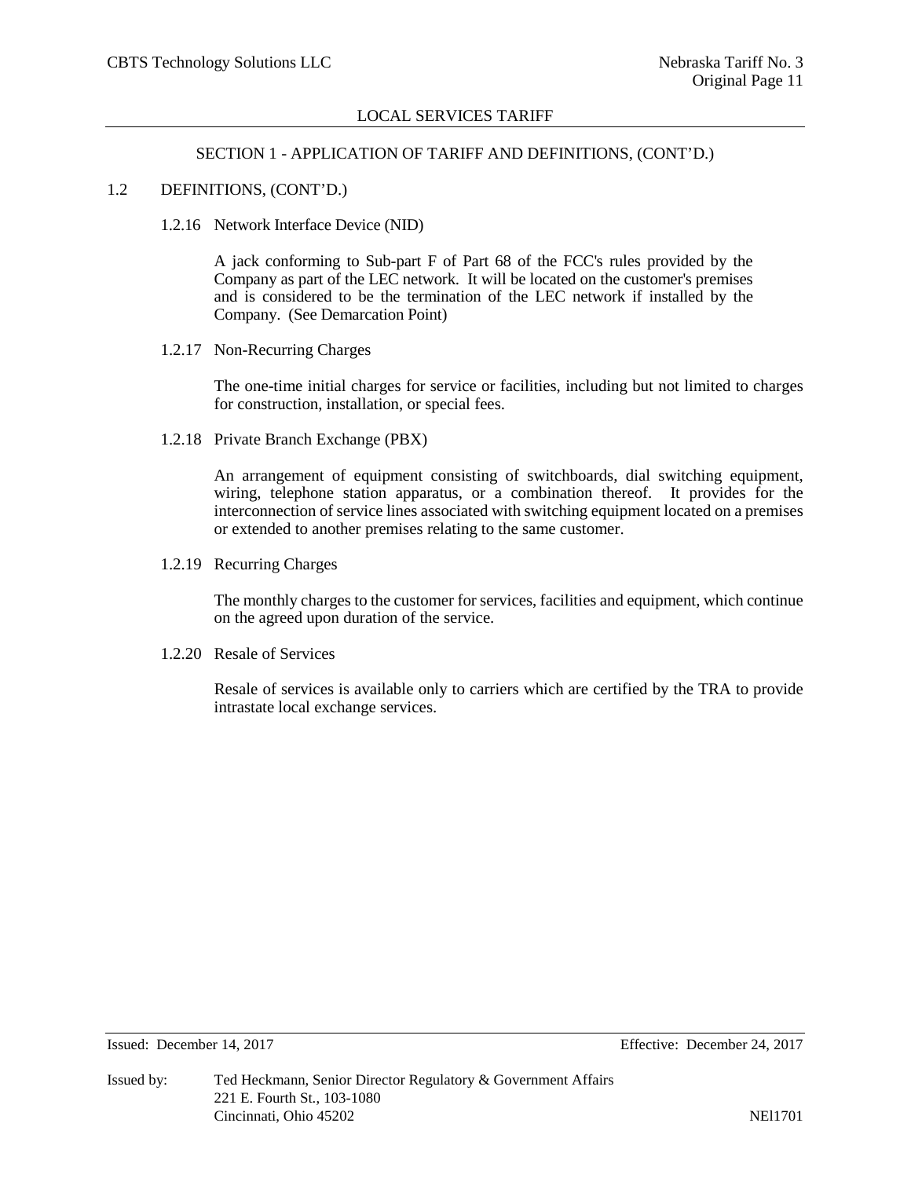## SECTION 1 - APPLICATION OF TARIFF AND DEFINITIONS, (CONT'D.)

### 1.2 DEFINITIONS, (CONT'D.)

#### 1.2.16 Network Interface Device (NID)

A jack conforming to Sub-part F of Part 68 of the FCC's rules provided by the Company as part of the LEC network. It will be located on the customer's premises and is considered to be the termination of the LEC network if installed by the Company. (See Demarcation Point)

#### 1.2.17 Non-Recurring Charges

The one-time initial charges for service or facilities, including but not limited to charges for construction, installation, or special fees.

#### 1.2.18 Private Branch Exchange (PBX)

An arrangement of equipment consisting of switchboards, dial switching equipment, wiring, telephone station apparatus, or a combination thereof. It provides for the interconnection of service lines associated with switching equipment located on a premises or extended to another premises relating to the same customer.

#### 1.2.19 Recurring Charges

The monthly charges to the customer for services, facilities and equipment, which continue on the agreed upon duration of the service.

#### 1.2.20 Resale of Services

Resale of services is available only to carriers which are certified by the TRA to provide intrastate local exchange services.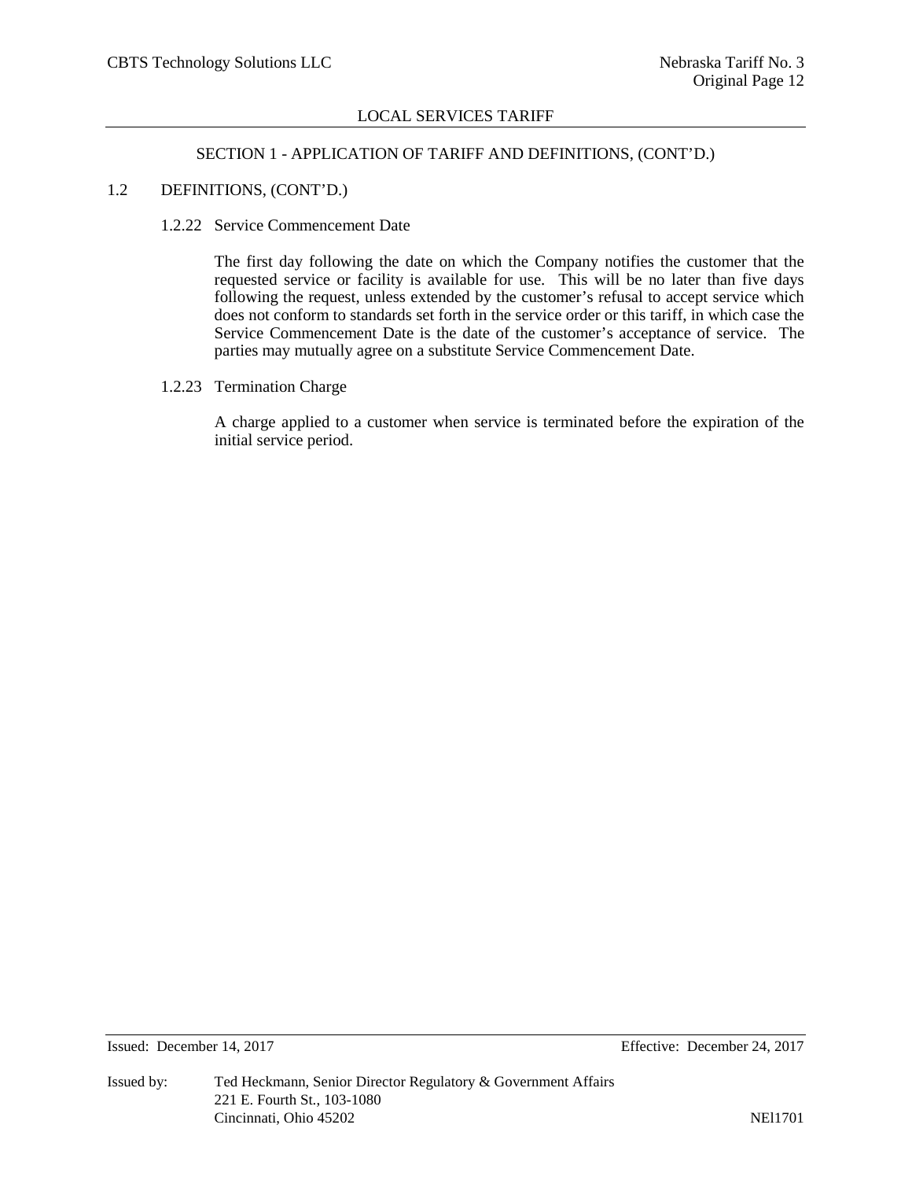## SECTION 1 - APPLICATION OF TARIFF AND DEFINITIONS, (CONT'D.)

### 1.2 DEFINITIONS, (CONT'D.)

#### 1.2.22 Service Commencement Date

The first day following the date on which the Company notifies the customer that the requested service or facility is available for use. This will be no later than five days following the request, unless extended by the customer's refusal to accept service which does not conform to standards set forth in the service order or this tariff, in which case the Service Commencement Date is the date of the customer's acceptance of service. The parties may mutually agree on a substitute Service Commencement Date.

#### 1.2.23 Termination Charge

A charge applied to a customer when service is terminated before the expiration of the initial service period.

Issued: December 14, 2017 Effective: December 24, 2017

Issued by: Ted Heckmann, Senior Director Regulatory & Government Affairs
221 E. Fourth St., 103-1080
Cincinnati, Ohio 45202 NEl1701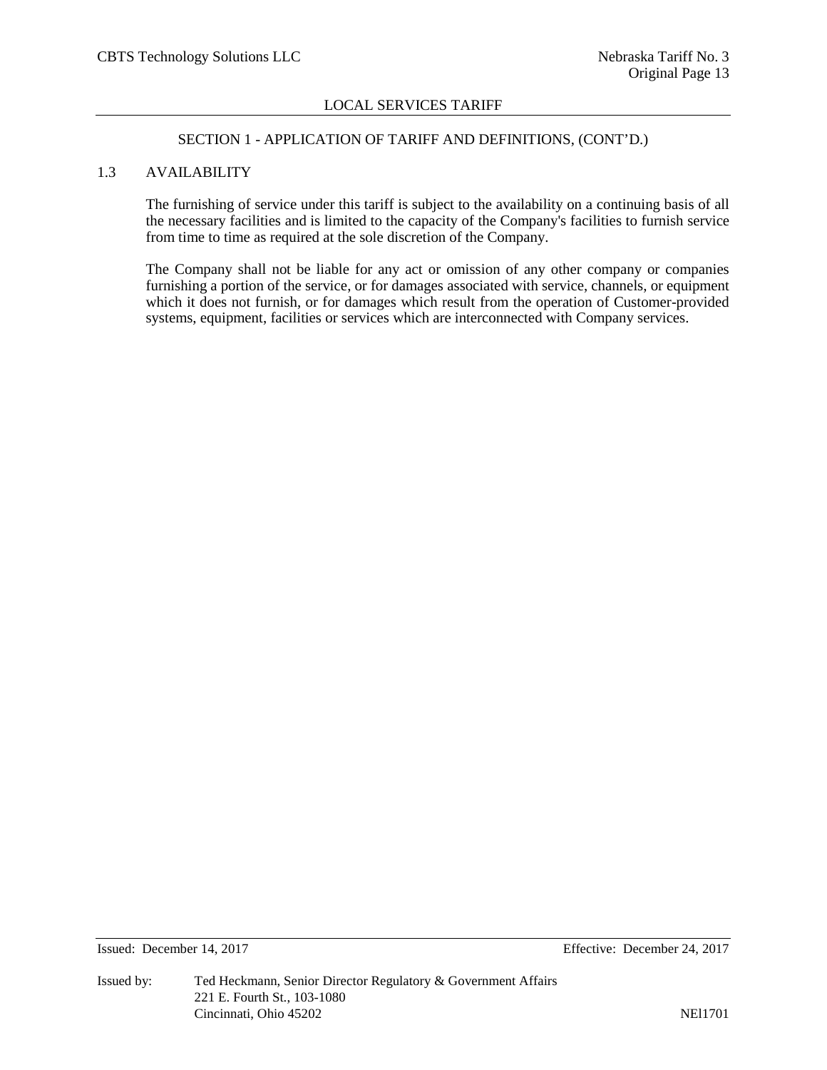## SECTION 1 - APPLICATION OF TARIFF AND DEFINITIONS, (CONT'D.)

### 1.3 AVAILABILITY

The furnishing of service under this tariff is subject to the availability on a continuing basis of all the necessary facilities and is limited to the capacity of the Company's facilities to furnish service from time to time as required at the sole discretion of the Company.

The Company shall not be liable for any act or omission of any other company or companies furnishing a portion of the service, or for damages associated with service, channels, or equipment which it does not furnish, or for damages which result from the operation of Customer-provided systems, equipment, facilities or services which are interconnected with Company services.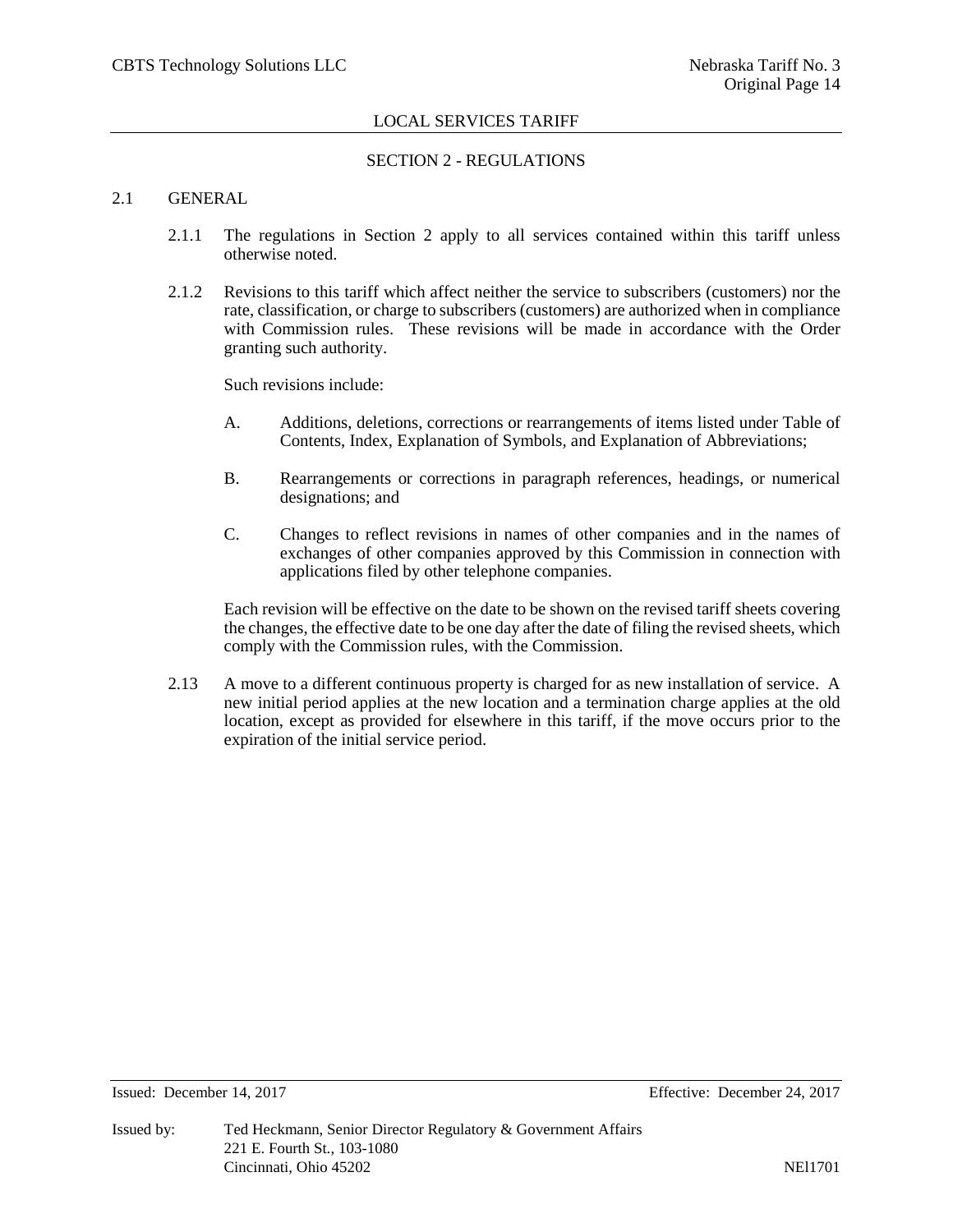LOCAL SERVICES TARIFF

## SECTION 2 - REGULATIONS

### 2.1 GENERAL

2.1.1 The regulations in Section 2 apply to all services contained within this tariff unless otherwise noted.

2.1.2 Revisions to this tariff which affect neither the service to subscribers (customers) nor the rate, classification, or charge to subscribers (customers) are authorized when in compliance with Commission rules. These revisions will be made in accordance with the Order granting such authority.

Such revisions include:

A. Additions, deletions, corrections or rearrangements of items listed under Table of Contents, Index, Explanation of Symbols, and Explanation of Abbreviations;

B. Rearrangements or corrections in paragraph references, headings, or numerical designations; and

C. Changes to reflect revisions in names of other companies and in the names of exchanges of other companies approved by this Commission in connection with applications filed by other telephone companies.

Each revision will be effective on the date to be shown on the revised tariff sheets covering the changes, the effective date to be one day after the date of filing the revised sheets, which comply with the Commission rules, with the Commission.

2.13 A move to a different continuous property is charged for as new installation of service. A new initial period applies at the new location and a termination charge applies at the old location, except as provided for elsewhere in this tariff, if the move occurs prior to the expiration of the initial service period.

Issued: December 14, 2017 Effective: December 24, 2017

Issued by: Ted Heckmann, Senior Director Regulatory & Government Affairs
221 E. Fourth St., 103-1080
Cincinnati, Ohio 45202 NEl1701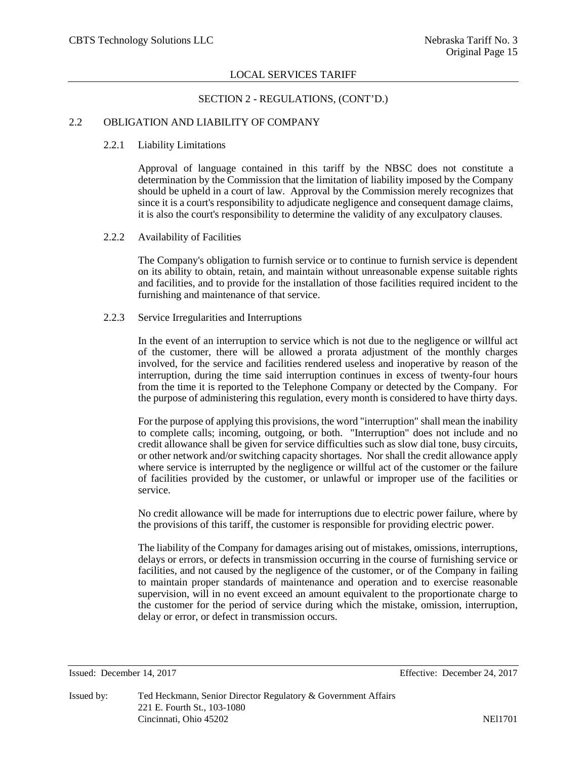## SECTION 2 - REGULATIONS, (CONT'D.)

### 2.2 OBLIGATION AND LIABILITY OF COMPANY

#### 2.2.1 Liability Limitations

Approval of language contained in this tariff by the NBSC does not constitute a determination by the Commission that the limitation of liability imposed by the Company should be upheld in a court of law. Approval by the Commission merely recognizes that since it is a court's responsibility to adjudicate negligence and consequent damage claims, it is also the court's responsibility to determine the validity of any exculpatory clauses.

#### 2.2.2 Availability of Facilities

The Company's obligation to furnish service or to continue to furnish service is dependent on its ability to obtain, retain, and maintain without unreasonable expense suitable rights and facilities, and to provide for the installation of those facilities required incident to the furnishing and maintenance of that service.

#### 2.2.3 Service Irregularities and Interruptions

In the event of an interruption to service which is not due to the negligence or willful act of the customer, there will be allowed a prorata adjustment of the monthly charges involved, for the service and facilities rendered useless and inoperative by reason of the interruption, during the time said interruption continues in excess of twenty-four hours from the time it is reported to the Telephone Company or detected by the Company. For the purpose of administering this regulation, every month is considered to have thirty days.

For the purpose of applying this provisions, the word "interruption" shall mean the inability to complete calls; incoming, outgoing, or both. "Interruption" does not include and no credit allowance shall be given for service difficulties such as slow dial tone, busy circuits, or other network and/or switching capacity shortages. Nor shall the credit allowance apply where service is interrupted by the negligence or willful act of the customer or the failure of facilities provided by the customer, or unlawful or improper use of the facilities or service.

No credit allowance will be made for interruptions due to electric power failure, where by the provisions of this tariff, the customer is responsible for providing electric power.

The liability of the Company for damages arising out of mistakes, omissions, interruptions, delays or errors, or defects in transmission occurring in the course of furnishing service or facilities, and not caused by the negligence of the customer, or of the Company in failing to maintain proper standards of maintenance and operation and to exercise reasonable supervision, will in no event exceed an amount equivalent to the proportionate charge to the customer for the period of service during which the mistake, omission, interruption, delay or error, or defect in transmission occurs.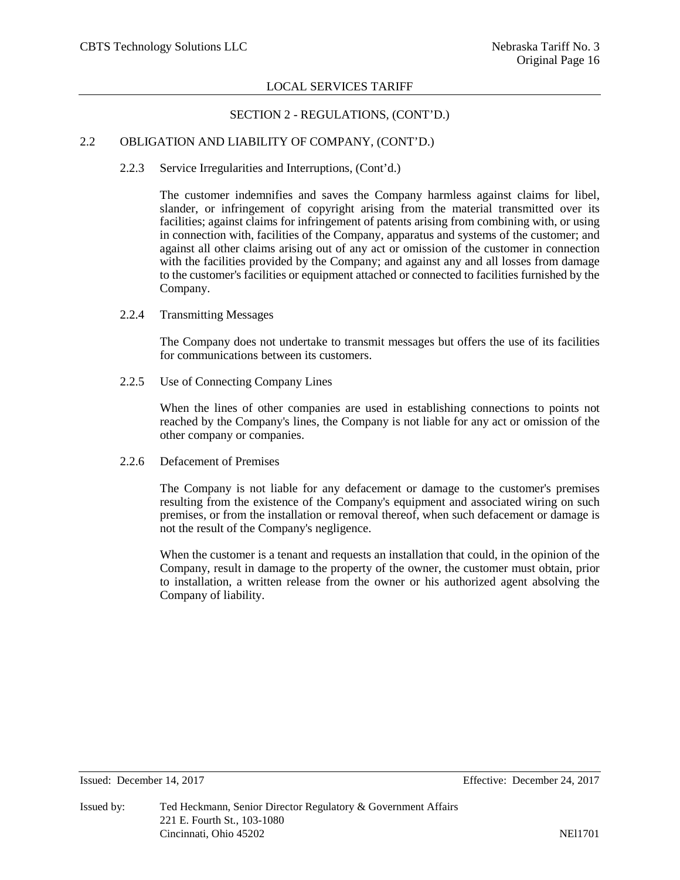## SECTION 2 - REGULATIONS, (CONT'D.)

### 2.2 OBLIGATION AND LIABILITY OF COMPANY, (CONT'D.)

#### 2.2.3 Service Irregularities and Interruptions, (Cont'd.)

The customer indemnifies and saves the Company harmless against claims for libel, slander, or infringement of copyright arising from the material transmitted over its facilities; against claims for infringement of patents arising from combining with, or using in connection with, facilities of the Company, apparatus and systems of the customer; and against all other claims arising out of any act or omission of the customer in connection with the facilities provided by the Company; and against any and all losses from damage to the customer's facilities or equipment attached or connected to facilities furnished by the Company.

#### 2.2.4 Transmitting Messages

The Company does not undertake to transmit messages but offers the use of its facilities for communications between its customers.

#### 2.2.5 Use of Connecting Company Lines

When the lines of other companies are used in establishing connections to points not reached by the Company's lines, the Company is not liable for any act or omission of the other company or companies.

#### 2.2.6 Defacement of Premises

The Company is not liable for any defacement or damage to the customer's premises resulting from the existence of the Company's equipment and associated wiring on such premises, or from the installation or removal thereof, when such defacement or damage is not the result of the Company's negligence.

When the customer is a tenant and requests an installation that could, in the opinion of the Company, result in damage to the property of the owner, the customer must obtain, prior to installation, a written release from the owner or his authorized agent absolving the Company of liability.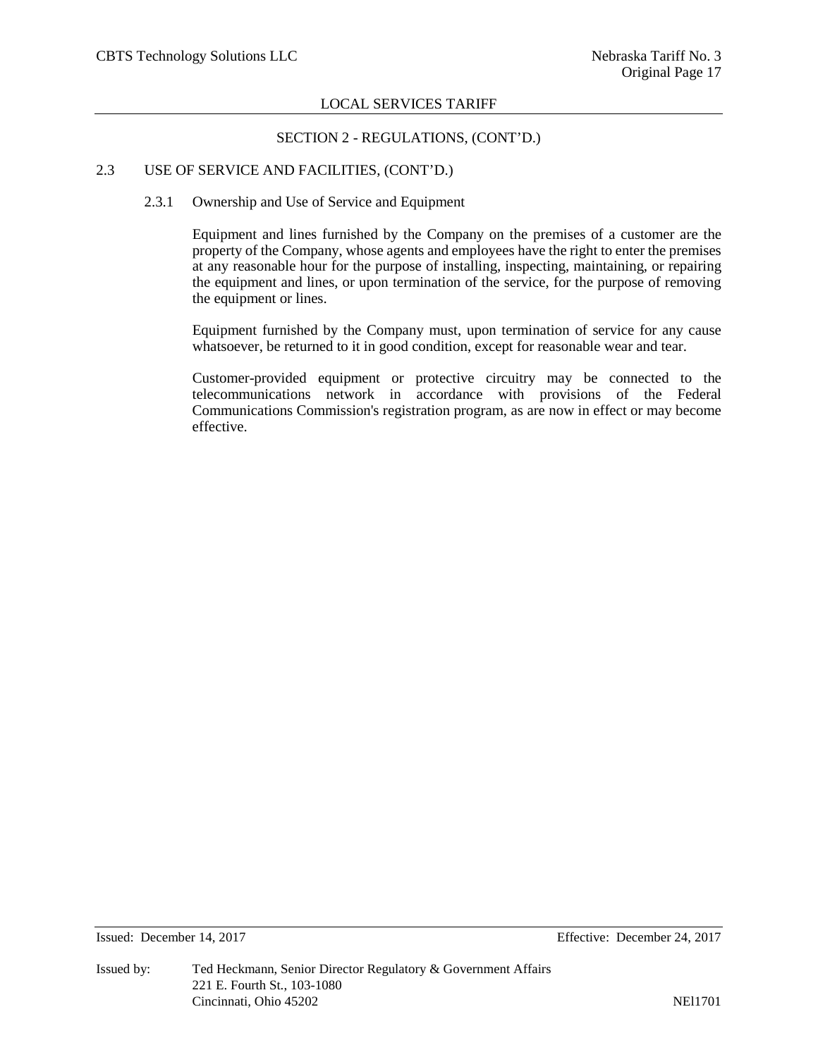## SECTION 2 - REGULATIONS, (CONT'D.)

### 2.3 USE OF SERVICE AND FACILITIES, (CONT'D.)

#### 2.3.1 Ownership and Use of Service and Equipment

Equipment and lines furnished by the Company on the premises of a customer are the property of the Company, whose agents and employees have the right to enter the premises at any reasonable hour for the purpose of installing, inspecting, maintaining, or repairing the equipment and lines, or upon termination of the service, for the purpose of removing the equipment or lines.

Equipment furnished by the Company must, upon termination of service for any cause whatsoever, be returned to it in good condition, except for reasonable wear and tear.

Customer-provided equipment or protective circuitry may be connected to the telecommunications network in accordance with provisions of the Federal Communications Commission's registration program, as are now in effect or may become effective.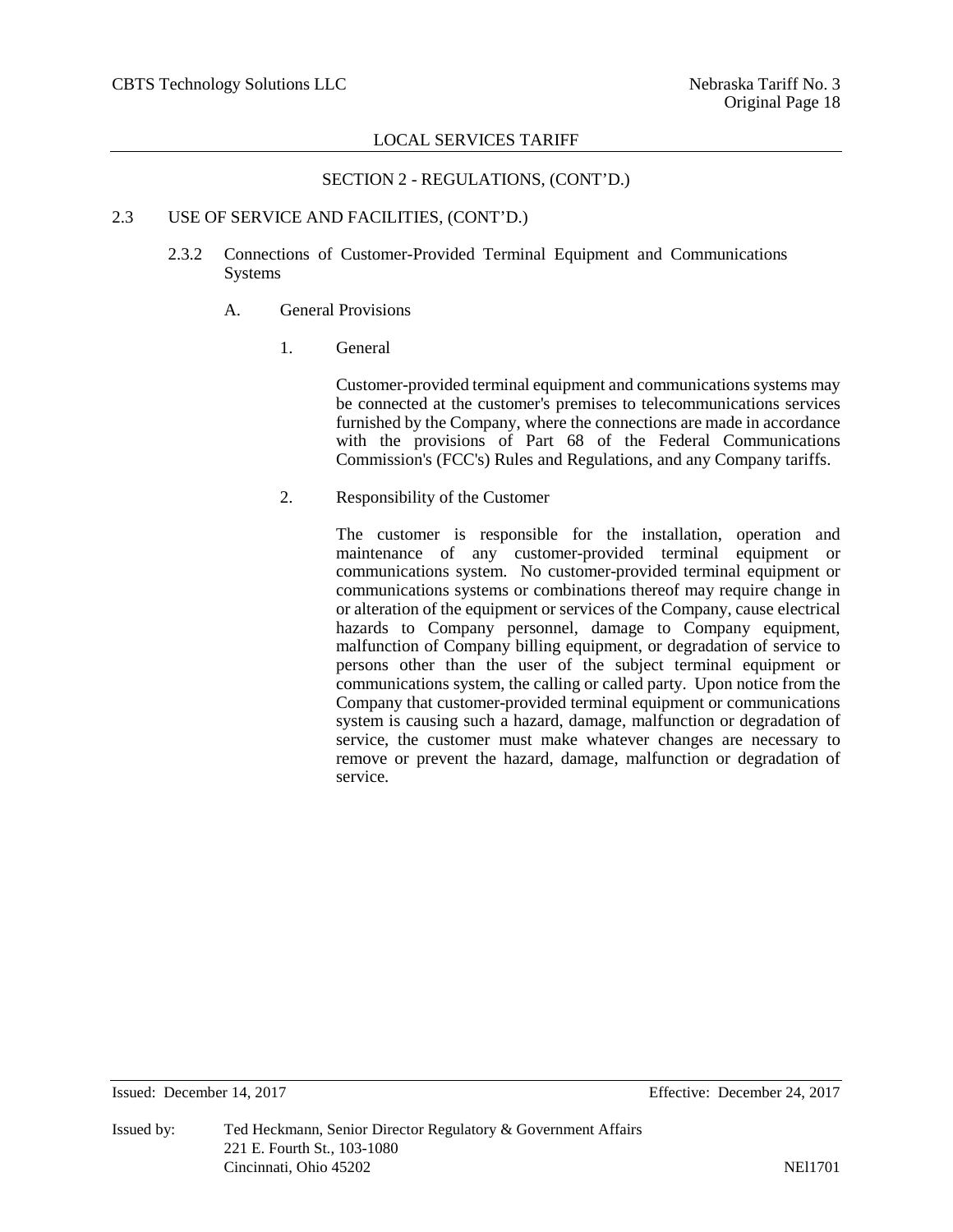## SECTION 2 - REGULATIONS, (CONT'D.)

### 2.3 USE OF SERVICE AND FACILITIES, (CONT'D.)

#### 2.3.2 Connections of Customer-Provided Terminal Equipment and Communications Systems

##### A. General Provisions

1. General

   Customer-provided terminal equipment and communications systems may be connected at the customer's premises to telecommunications services furnished by the Company, where the connections are made in accordance with the provisions of Part 68 of the Federal Communications Commission's (FCC's) Rules and Regulations, and any Company tariffs.

2. Responsibility of the Customer

   The customer is responsible for the installation, operation and maintenance of any customer-provided terminal equipment or communications system. No customer-provided terminal equipment or communications systems or combinations thereof may require change in or alteration of the equipment or services of the Company, cause electrical hazards to Company personnel, damage to Company equipment, malfunction of Company billing equipment, or degradation of service to persons other than the user of the subject terminal equipment or communications system, the calling or called party. Upon notice from the Company that customer-provided terminal equipment or communications system is causing such a hazard, damage, malfunction or degradation of service, the customer must make whatever changes are necessary to remove or prevent the hazard, damage, malfunction or degradation of service.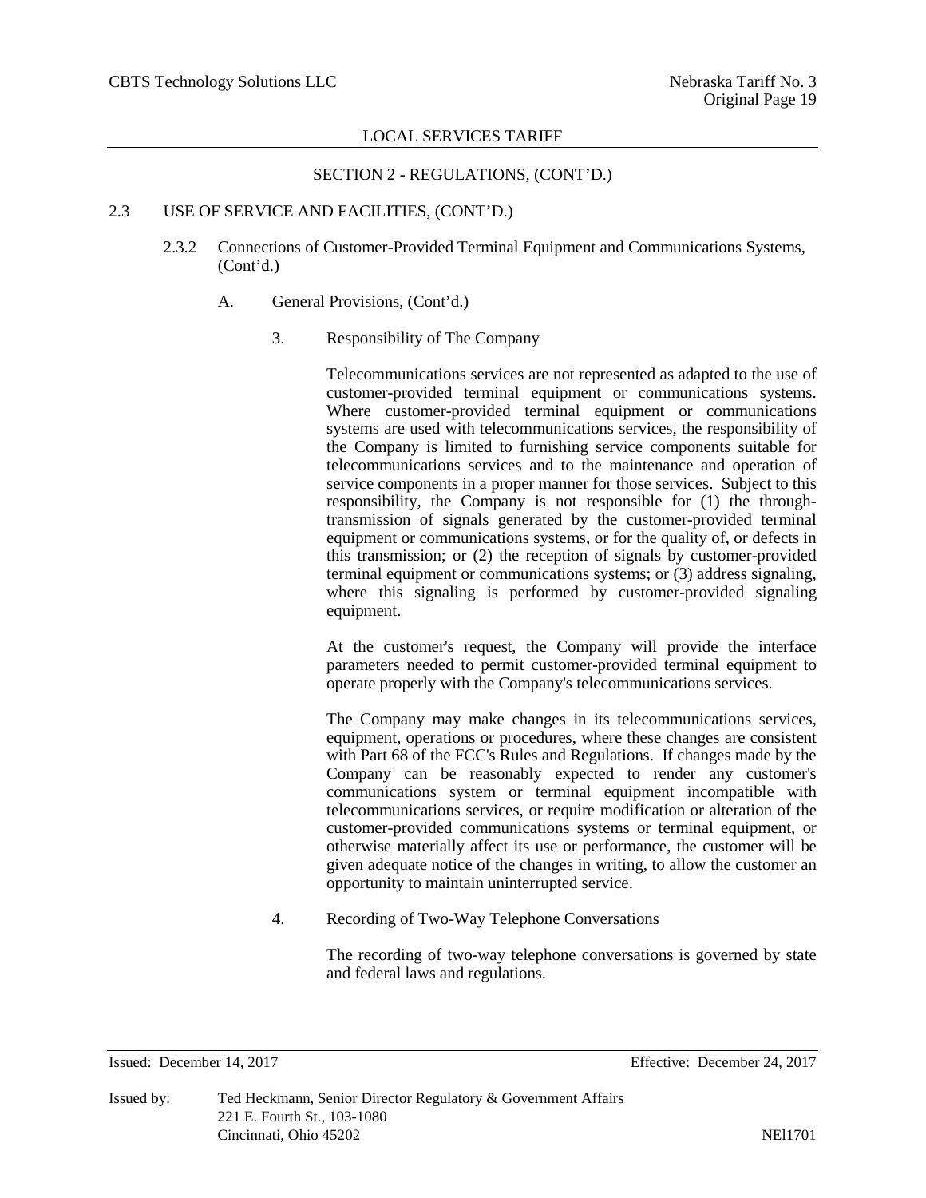LOCAL SERVICES TARIFF

SECTION 2 - REGULATIONS, (CONT'D.)

2.3 USE OF SERVICE AND FACILITIES, (CONT'D.)

2.3.2 Connections of Customer-Provided Terminal Equipment and Communications Systems, (Cont'd.)

A. General Provisions, (Cont'd.)

3. Responsibility of The Company

Telecommunications services are not represented as adapted to the use of customer-provided terminal equipment or communications systems. Where customer-provided terminal equipment or communications systems are used with telecommunications services, the responsibility of the Company is limited to furnishing service components suitable for telecommunications services and to the maintenance and operation of service components in a proper manner for those services. Subject to this responsibility, the Company is not responsible for (1) the through-transmission of signals generated by the customer-provided terminal equipment or communications systems, or for the quality of, or defects in this transmission; or (2) the reception of signals by customer-provided terminal equipment or communications systems; or (3) address signaling, where this signaling is performed by customer-provided signaling equipment.

At the customer's request, the Company will provide the interface parameters needed to permit customer-provided terminal equipment to operate properly with the Company's telecommunications services.

The Company may make changes in its telecommunications services, equipment, operations or procedures, where these changes are consistent with Part 68 of the FCC's Rules and Regulations. If changes made by the Company can be reasonably expected to render any customer's communications system or terminal equipment incompatible with telecommunications services, or require modification or alteration of the customer-provided communications systems or terminal equipment, or otherwise materially affect its use or performance, the customer will be given adequate notice of the changes in writing, to allow the customer an opportunity to maintain uninterrupted service.

4. Recording of Two-Way Telephone Conversations

The recording of two-way telephone conversations is governed by state and federal laws and regulations.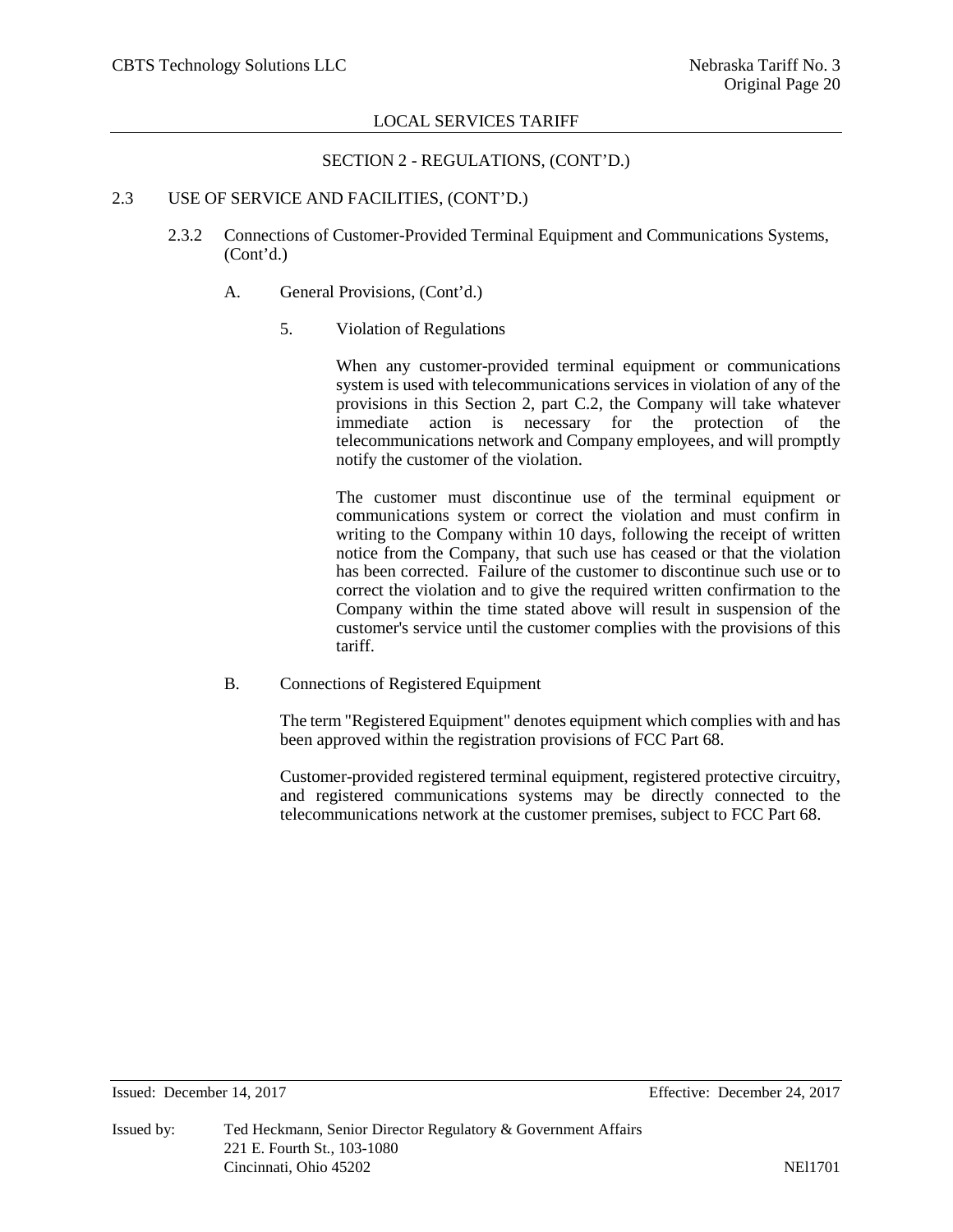## SECTION 2 - REGULATIONS, (CONT'D.)

2.3 USE OF SERVICE AND FACILITIES, (CONT'D.)

2.3.2 Connections of Customer-Provided Terminal Equipment and Communications Systems, (Cont'd.)

A. General Provisions, (Cont'd.)

5. Violation of Regulations

When any customer-provided terminal equipment or communications system is used with telecommunications services in violation of any of the provisions in this Section 2, part C.2, the Company will take whatever immediate action is necessary for the protection of the telecommunications network and Company employees, and will promptly notify the customer of the violation.

The customer must discontinue use of the terminal equipment or communications system or correct the violation and must confirm in writing to the Company within 10 days, following the receipt of written notice from the Company, that such use has ceased or that the violation has been corrected. Failure of the customer to discontinue such use or to correct the violation and to give the required written confirmation to the Company within the time stated above will result in suspension of the customer's service until the customer complies with the provisions of this tariff.

B. Connections of Registered Equipment

The term "Registered Equipment" denotes equipment which complies with and has been approved within the registration provisions of FCC Part 68.

Customer-provided registered terminal equipment, registered protective circuitry, and registered communications systems may be directly connected to the telecommunications network at the customer premises, subject to FCC Part 68.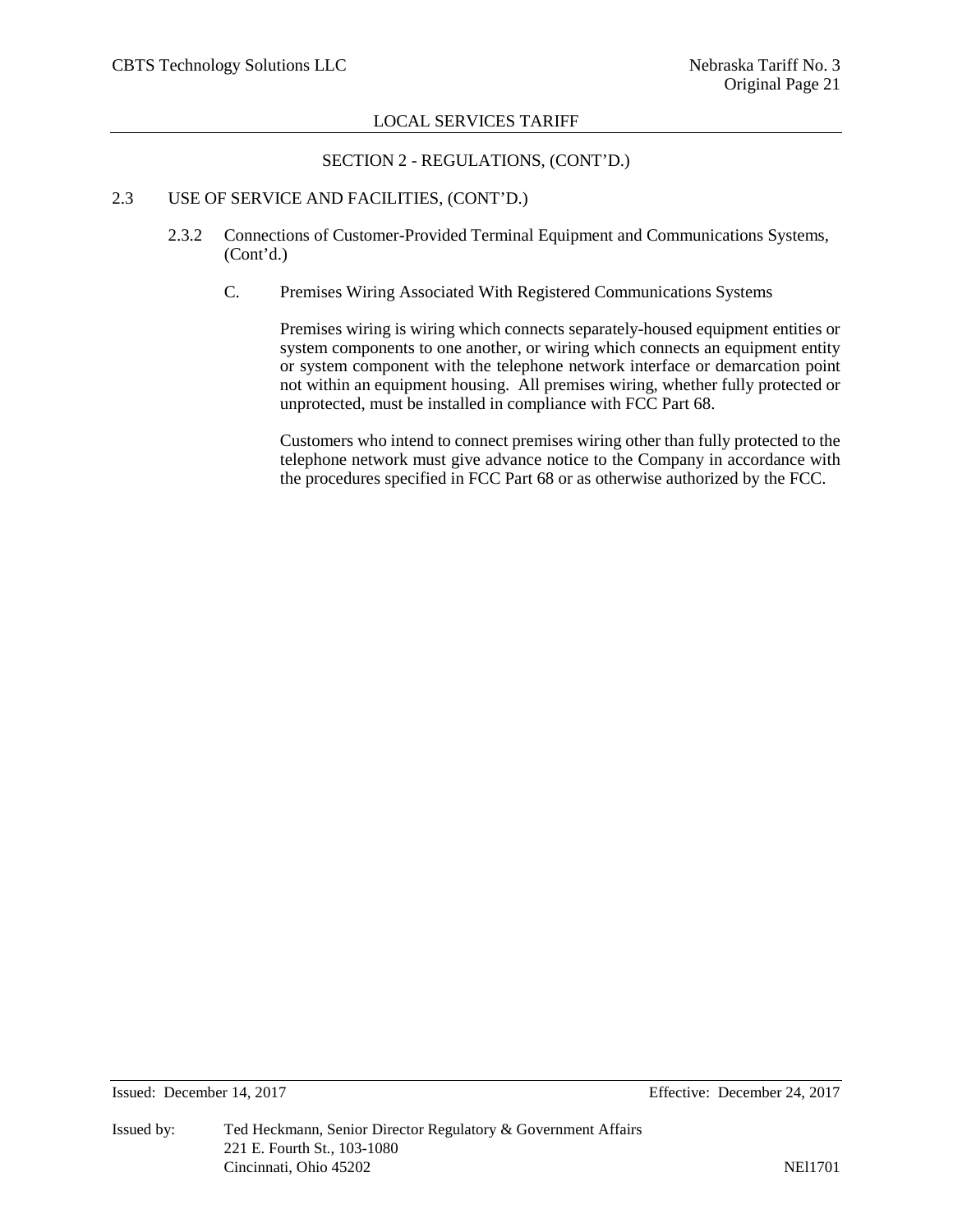## SECTION 2 - REGULATIONS, (CONT'D.)

### 2.3 USE OF SERVICE AND FACILITIES, (CONT'D.)

#### 2.3.2 Connections of Customer-Provided Terminal Equipment and Communications Systems, (Cont'd.)

C. Premises Wiring Associated With Registered Communications Systems

Premises wiring is wiring which connects separately-housed equipment entities or system components to one another, or wiring which connects an equipment entity or system component with the telephone network interface or demarcation point not within an equipment housing. All premises wiring, whether fully protected or unprotected, must be installed in compliance with FCC Part 68.

Customers who intend to connect premises wiring other than fully protected to the telephone network must give advance notice to the Company in accordance with the procedures specified in FCC Part 68 or as otherwise authorized by the FCC.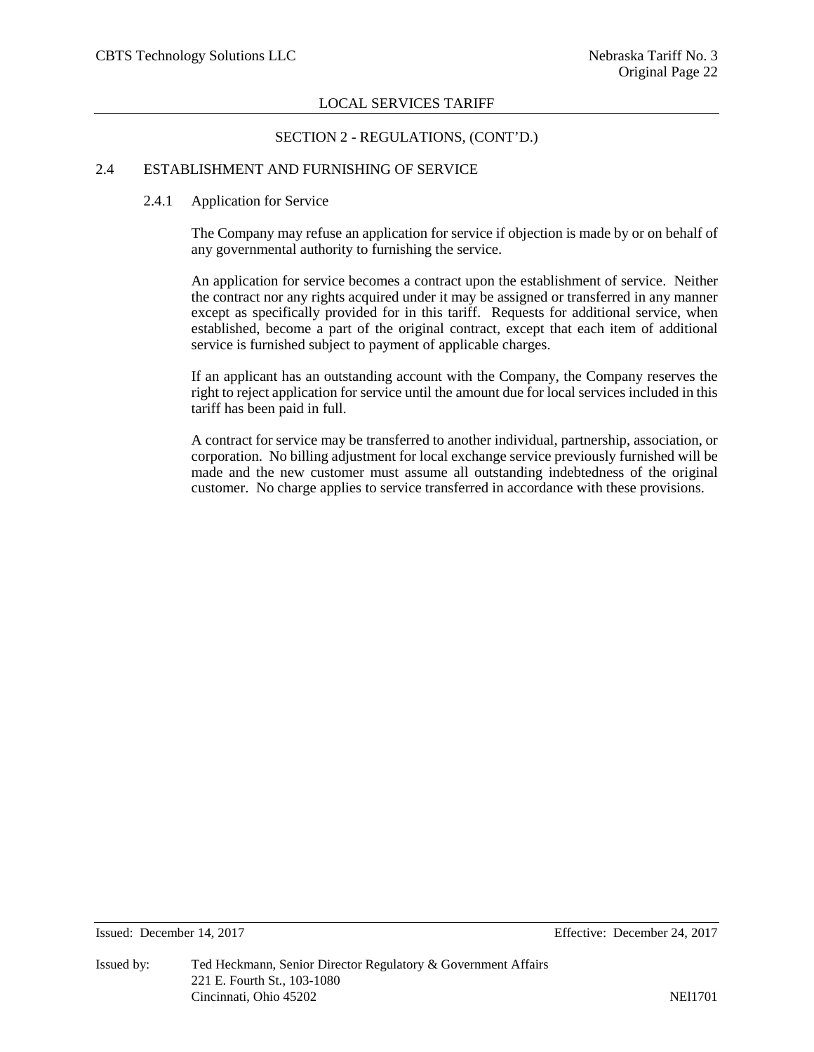## SECTION 2 - REGULATIONS, (CONT'D.)

### 2.4 ESTABLISHMENT AND FURNISHING OF SERVICE

#### 2.4.1 Application for Service

The Company may refuse an application for service if objection is made by or on behalf of any governmental authority to furnishing the service.

An application for service becomes a contract upon the establishment of service. Neither the contract nor any rights acquired under it may be assigned or transferred in any manner except as specifically provided for in this tariff. Requests for additional service, when established, become a part of the original contract, except that each item of additional service is furnished subject to payment of applicable charges.

If an applicant has an outstanding account with the Company, the Company reserves the right to reject application for service until the amount due for local services included in this tariff has been paid in full.

A contract for service may be transferred to another individual, partnership, association, or corporation. No billing adjustment for local exchange service previously furnished will be made and the new customer must assume all outstanding indebtedness of the original customer. No charge applies to service transferred in accordance with these provisions.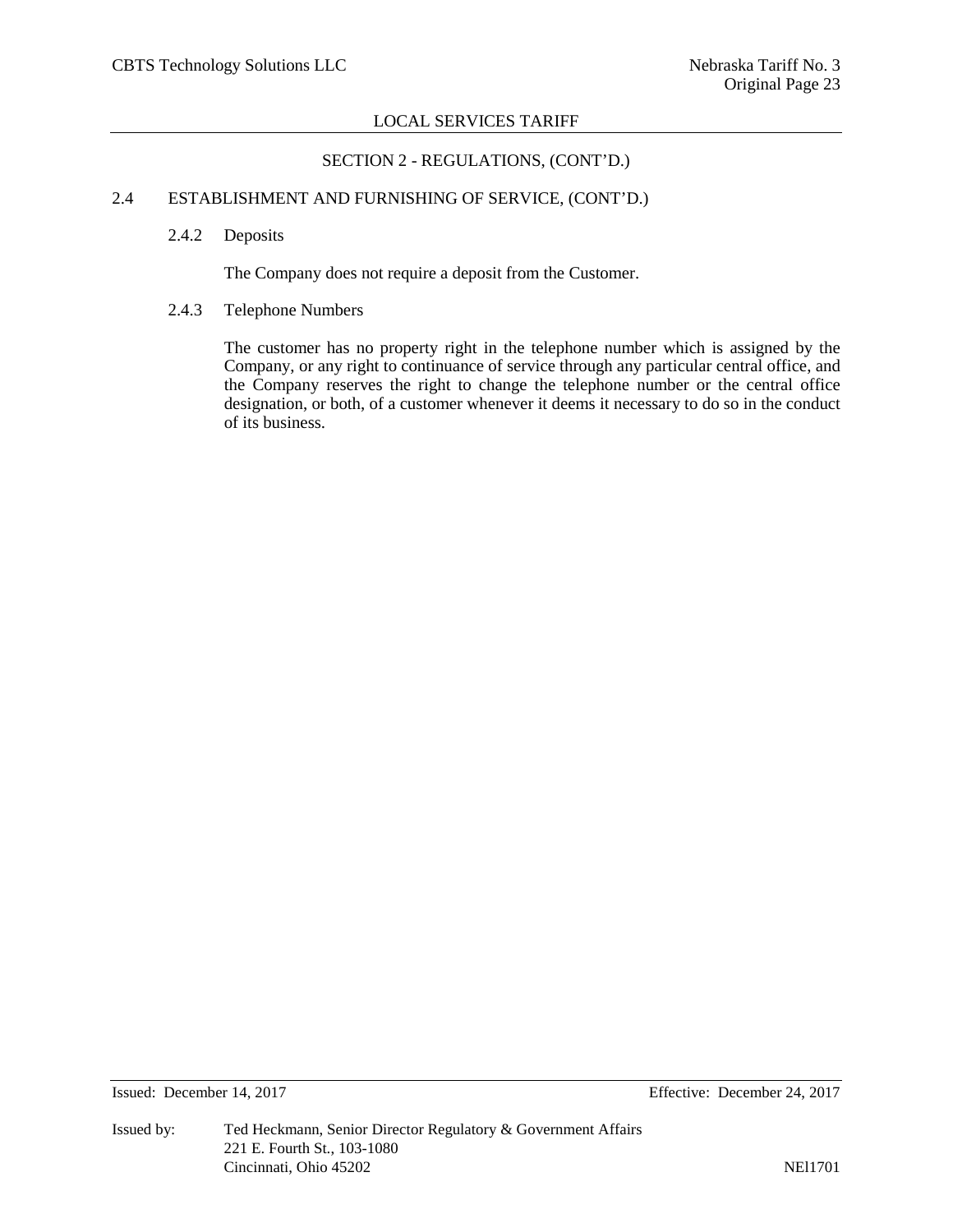## SECTION 2 - REGULATIONS, (CONT'D.)

### 2.4 ESTABLISHMENT AND FURNISHING OF SERVICE, (CONT'D.)

#### 2.4.2 Deposits

The Company does not require a deposit from the Customer.

#### 2.4.3 Telephone Numbers

The customer has no property right in the telephone number which is assigned by the Company, or any right to continuance of service through any particular central office, and the Company reserves the right to change the telephone number or the central office designation, or both, of a customer whenever it deems it necessary to do so in the conduct of its business.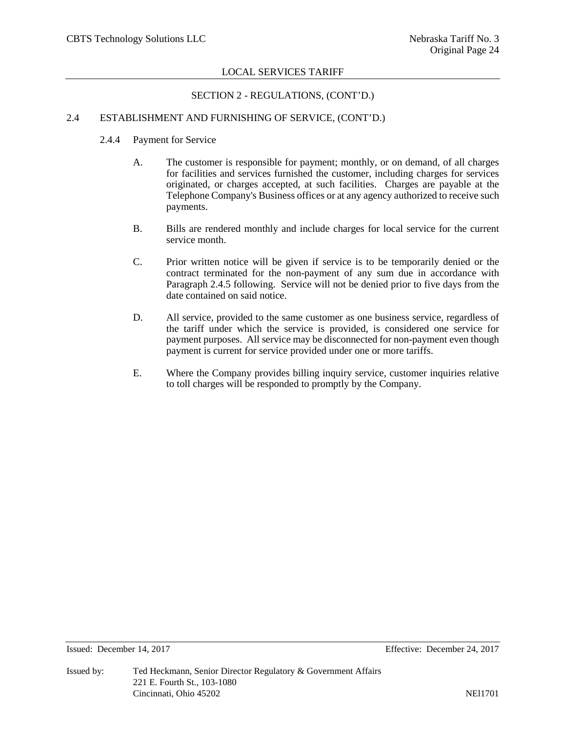## SECTION 2 - REGULATIONS, (CONT'D.)

### 2.4 ESTABLISHMENT AND FURNISHING OF SERVICE, (CONT'D.)

#### 2.4.4 Payment for Service

A. The customer is responsible for payment; monthly, or on demand, of all charges for facilities and services furnished the customer, including charges for services originated, or charges accepted, at such facilities. Charges are payable at the Telephone Company's Business offices or at any agency authorized to receive such payments.

B. Bills are rendered monthly and include charges for local service for the current service month.

C. Prior written notice will be given if service is to be temporarily denied or the contract terminated for the non-payment of any sum due in accordance with Paragraph 2.4.5 following. Service will not be denied prior to five days from the date contained on said notice.

D. All service, provided to the same customer as one business service, regardless of the tariff under which the service is provided, is considered one service for payment purposes. All service may be disconnected for non-payment even though payment is current for service provided under one or more tariffs.

E. Where the Company provides billing inquiry service, customer inquiries relative to toll charges will be responded to promptly by the Company.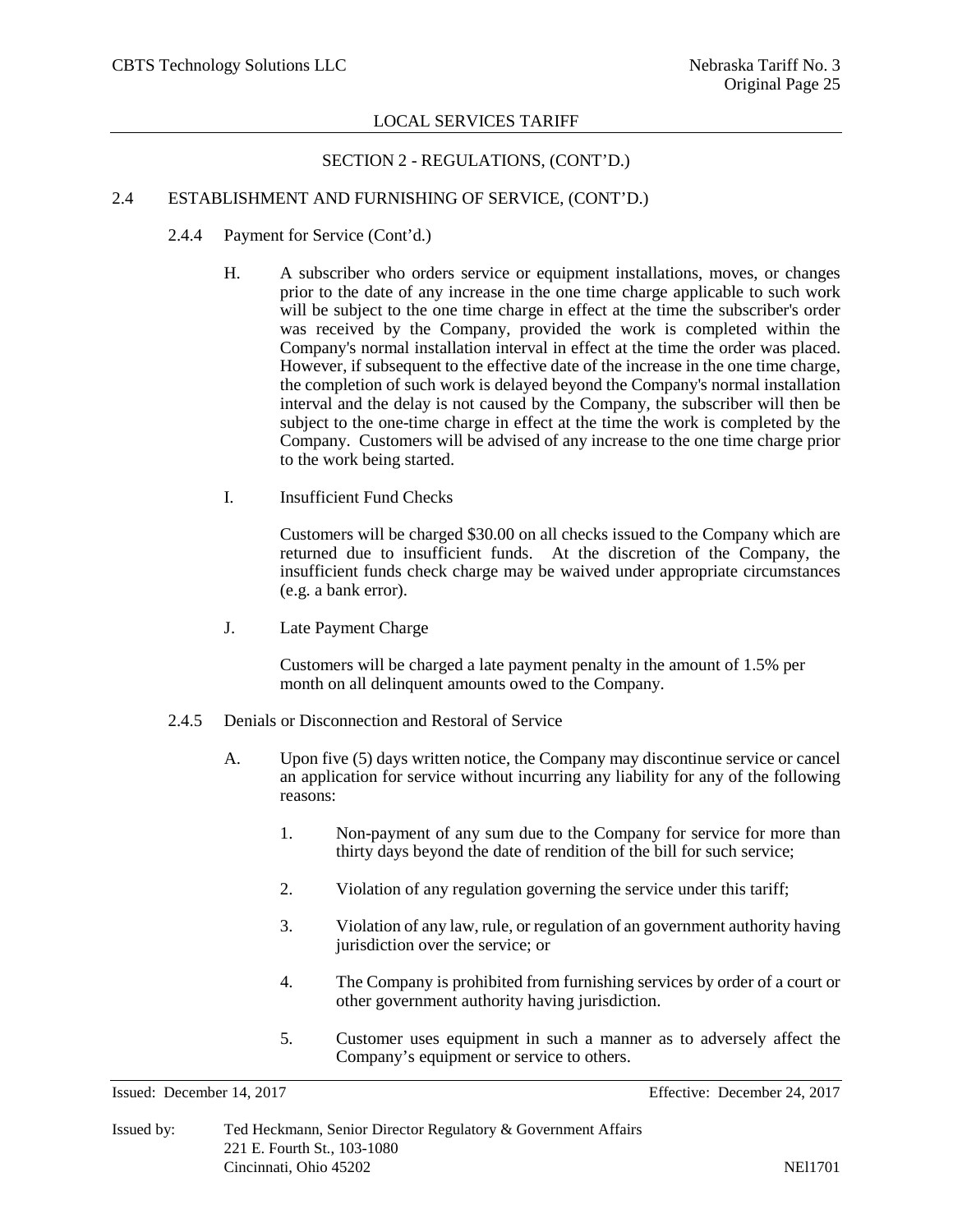SECTION 2 - REGULATIONS, (CONT'D.)

2.4 ESTABLISHMENT AND FURNISHING OF SERVICE, (CONT'D.)

2.4.4 Payment for Service (Cont'd.)

H. A subscriber who orders service or equipment installations, moves, or changes prior to the date of any increase in the one time charge applicable to such work will be subject to the one time charge in effect at the time the subscriber's order was received by the Company, provided the work is completed within the Company's normal installation interval in effect at the time the order was placed. However, if subsequent to the effective date of the increase in the one time charge, the completion of such work is delayed beyond the Company's normal installation interval and the delay is not caused by the Company, the subscriber will then be subject to the one-time charge in effect at the time the work is completed by the Company. Customers will be advised of any increase to the one time charge prior to the work being started.

I. Insufficient Fund Checks

Customers will be charged $30.00 on all checks issued to the Company which are returned due to insufficient funds. At the discretion of the Company, the insufficient funds check charge may be waived under appropriate circumstances (e.g. a bank error).

J. Late Payment Charge

Customers will be charged a late payment penalty in the amount of 1.5% per month on all delinquent amounts owed to the Company.

2.4.5 Denials or Disconnection and Restoral of Service

A. Upon five (5) days written notice, the Company may discontinue service or cancel an application for service without incurring any liability for any of the following reasons:

1. Non-payment of any sum due to the Company for service for more than thirty days beyond the date of rendition of the bill for such service;

2. Violation of any regulation governing the service under this tariff;

3. Violation of any law, rule, or regulation of an government authority having jurisdiction over the service; or

4. The Company is prohibited from furnishing services by order of a court or other government authority having jurisdiction.

5. Customer uses equipment in such a manner as to adversely affect the Company's equipment or service to others.

Issued: December 14, 2017 Effective: December 24, 2017

Issued by: Ted Heckmann, Senior Director Regulatory & Government Affairs
221 E. Fourth St., 103-1080
Cincinnati, Ohio 45202 NEl1701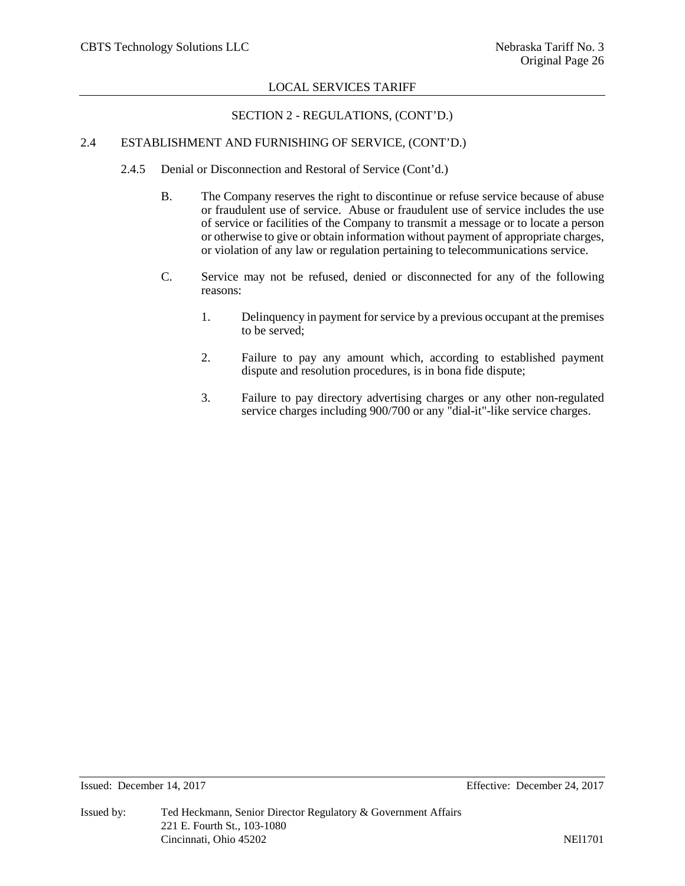## SECTION 2 - REGULATIONS, (CONT'D.)

### 2.4 ESTABLISHMENT AND FURNISHING OF SERVICE, (CONT'D.)

#### 2.4.5 Denial or Disconnection and Restoral of Service (Cont'd.)

B. The Company reserves the right to discontinue or refuse service because of abuse or fraudulent use of service. Abuse or fraudulent use of service includes the use of service or facilities of the Company to transmit a message or to locate a person or otherwise to give or obtain information without payment of appropriate charges, or violation of any law or regulation pertaining to telecommunications service.

C. Service may not be refused, denied or disconnected for any of the following reasons:

1. Delinquency in payment for service by a previous occupant at the premises to be served;

2. Failure to pay any amount which, according to established payment dispute and resolution procedures, is in bona fide dispute;

3. Failure to pay directory advertising charges or any other non-regulated service charges including 900/700 or any "dial-it"-like service charges.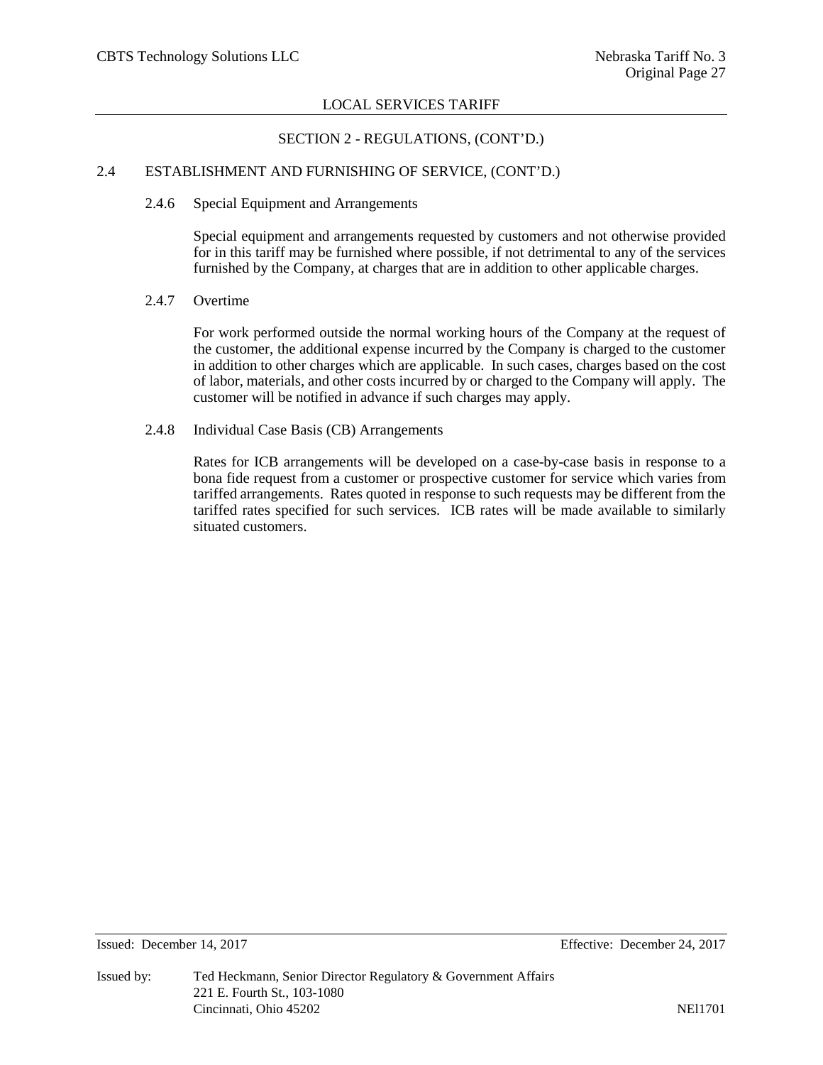## SECTION 2 - REGULATIONS, (CONT'D.)

### 2.4 ESTABLISHMENT AND FURNISHING OF SERVICE, (CONT'D.)

#### 2.4.6 Special Equipment and Arrangements

Special equipment and arrangements requested by customers and not otherwise provided for in this tariff may be furnished where possible, if not detrimental to any of the services furnished by the Company, at charges that are in addition to other applicable charges.

#### 2.4.7 Overtime

For work performed outside the normal working hours of the Company at the request of the customer, the additional expense incurred by the Company is charged to the customer in addition to other charges which are applicable. In such cases, charges based on the cost of labor, materials, and other costs incurred by or charged to the Company will apply. The customer will be notified in advance if such charges may apply.

#### 2.4.8 Individual Case Basis (CB) Arrangements

Rates for ICB arrangements will be developed on a case-by-case basis in response to a bona fide request from a customer or prospective customer for service which varies from tariffed arrangements. Rates quoted in response to such requests may be different from the tariffed rates specified for such services. ICB rates will be made available to similarly situated customers.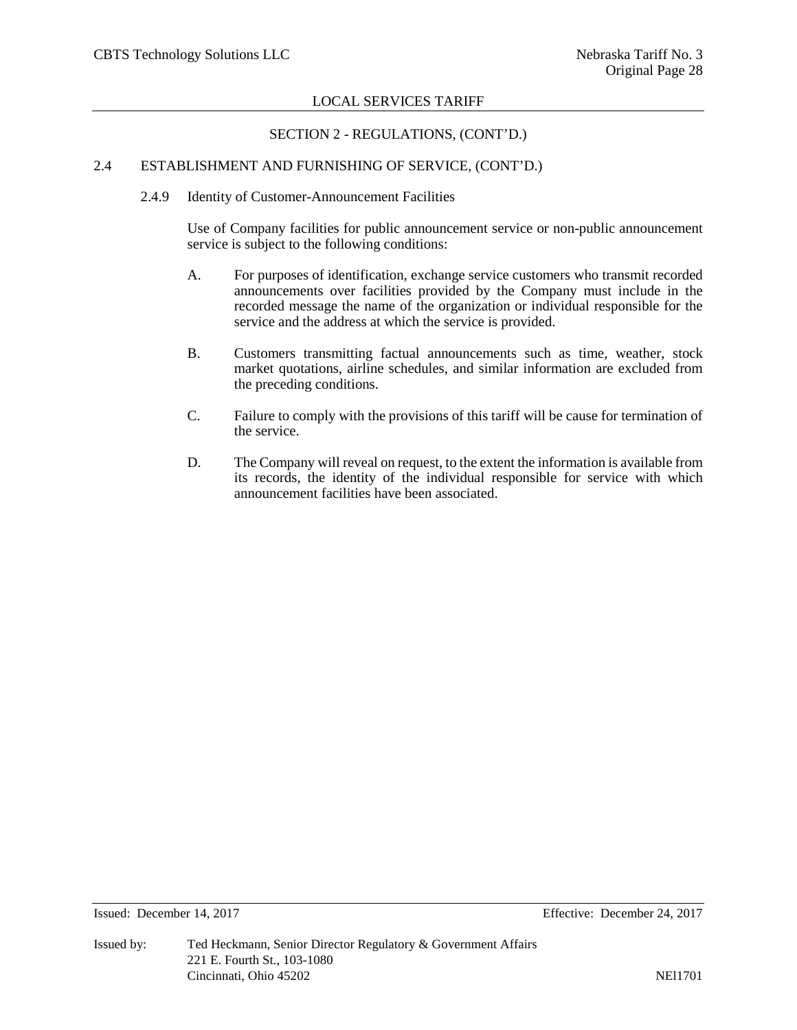## SECTION 2 - REGULATIONS, (CONT'D.)

### 2.4 ESTABLISHMENT AND FURNISHING OF SERVICE, (CONT'D.)

#### 2.4.9 Identity of Customer-Announcement Facilities

Use of Company facilities for public announcement service or non-public announcement service is subject to the following conditions:

A. For purposes of identification, exchange service customers who transmit recorded announcements over facilities provided by the Company must include in the recorded message the name of the organization or individual responsible for the service and the address at which the service is provided.

B. Customers transmitting factual announcements such as time, weather, stock market quotations, airline schedules, and similar information are excluded from the preceding conditions.

C. Failure to comply with the provisions of this tariff will be cause for termination of the service.

D. The Company will reveal on request, to the extent the information is available from its records, the identity of the individual responsible for service with which announcement facilities have been associated.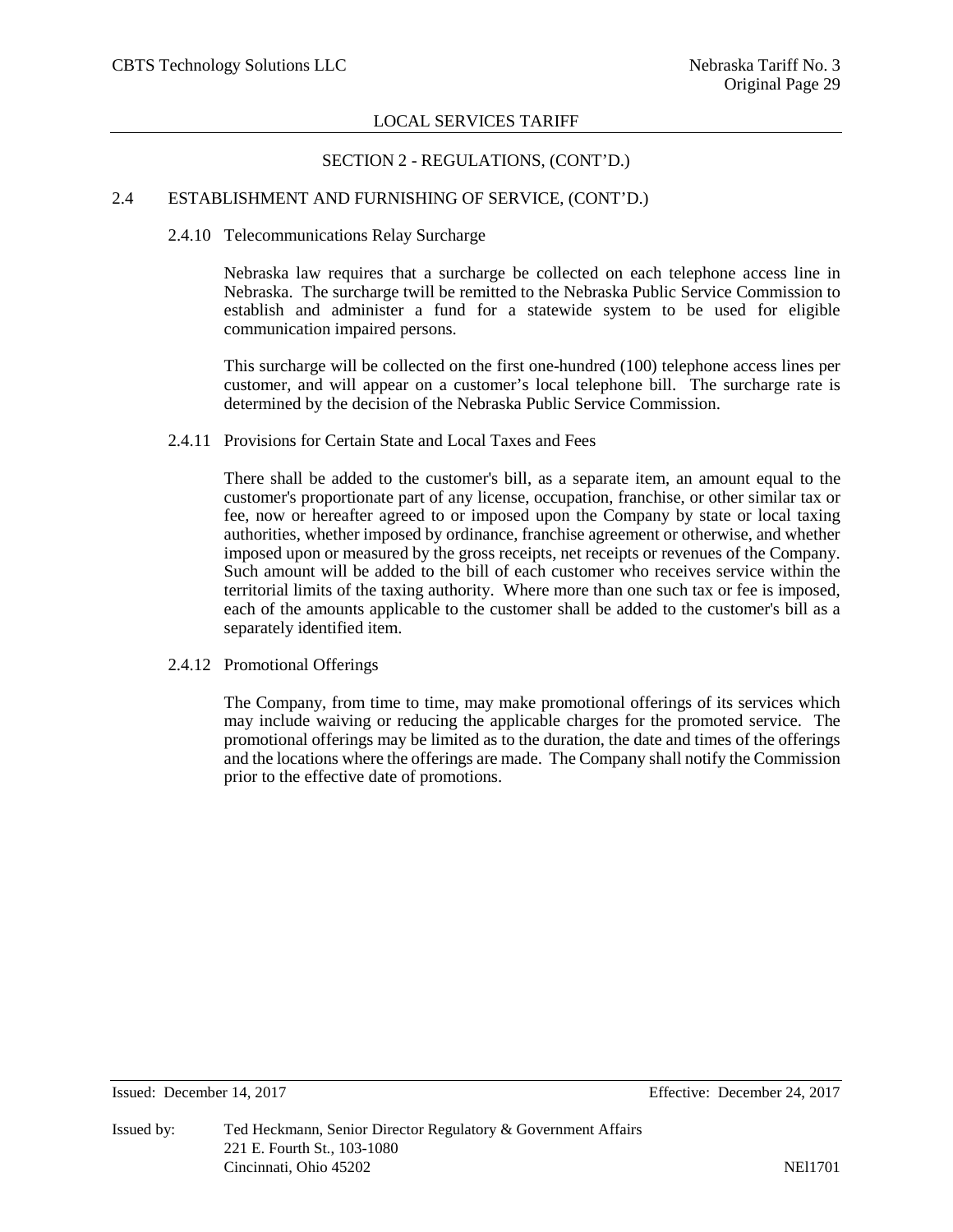## SECTION 2 - REGULATIONS, (CONT'D.)

### 2.4 ESTABLISHMENT AND FURNISHING OF SERVICE, (CONT'D.)

#### 2.4.10 Telecommunications Relay Surcharge

Nebraska law requires that a surcharge be collected on each telephone access line in Nebraska. The surcharge twill be remitted to the Nebraska Public Service Commission to establish and administer a fund for a statewide system to be used for eligible communication impaired persons.

This surcharge will be collected on the first one-hundred (100) telephone access lines per customer, and will appear on a customer's local telephone bill. The surcharge rate is determined by the decision of the Nebraska Public Service Commission.

#### 2.4.11 Provisions for Certain State and Local Taxes and Fees

There shall be added to the customer's bill, as a separate item, an amount equal to the customer's proportionate part of any license, occupation, franchise, or other similar tax or fee, now or hereafter agreed to or imposed upon the Company by state or local taxing authorities, whether imposed by ordinance, franchise agreement or otherwise, and whether imposed upon or measured by the gross receipts, net receipts or revenues of the Company. Such amount will be added to the bill of each customer who receives service within the territorial limits of the taxing authority. Where more than one such tax or fee is imposed, each of the amounts applicable to the customer shall be added to the customer's bill as a separately identified item.

#### 2.4.12 Promotional Offerings

The Company, from time to time, may make promotional offerings of its services which may include waiving or reducing the applicable charges for the promoted service. The promotional offerings may be limited as to the duration, the date and times of the offerings and the locations where the offerings are made. The Company shall notify the Commission prior to the effective date of promotions.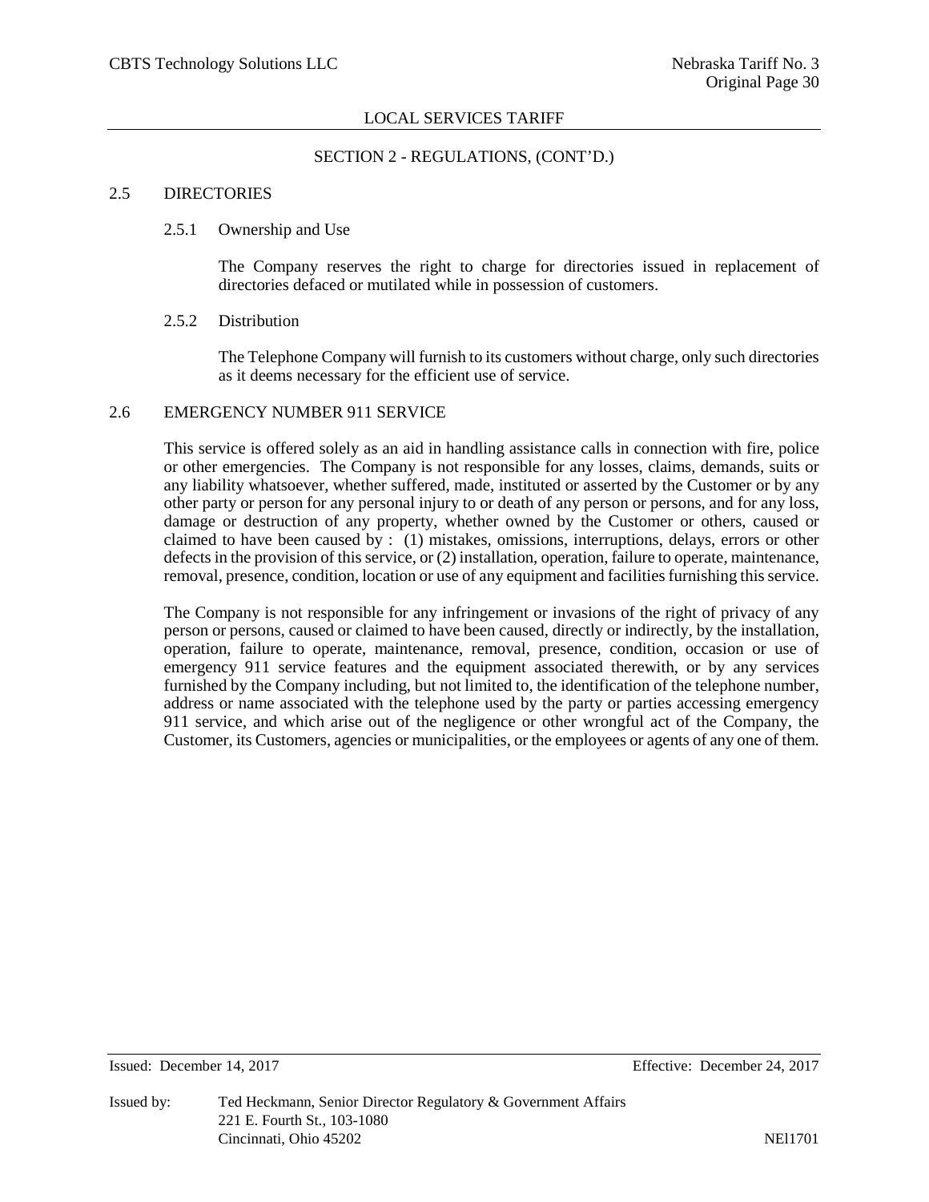LOCAL SERVICES TARIFF

SECTION 2 - REGULATIONS, (CONT'D.)

## 2.5 DIRECTORIES

### 2.5.1 Ownership and Use

The Company reserves the right to charge for directories issued in replacement of directories defaced or mutilated while in possession of customers.

### 2.5.2 Distribution

The Telephone Company will furnish to its customers without charge, only such directories as it deems necessary for the efficient use of service.

## 2.6 EMERGENCY NUMBER 911 SERVICE

This service is offered solely as an aid in handling assistance calls in connection with fire, police or other emergencies. The Company is not responsible for any losses, claims, demands, suits or any liability whatsoever, whether suffered, made, instituted or asserted by the Customer or by any other party or person for any personal injury to or death of any person or persons, and for any loss, damage or destruction of any property, whether owned by the Customer or others, caused or claimed to have been caused by : (1) mistakes, omissions, interruptions, delays, errors or other defects in the provision of this service, or (2) installation, operation, failure to operate, maintenance, removal, presence, condition, location or use of any equipment and facilities furnishing this service.

The Company is not responsible for any infringement or invasions of the right of privacy of any person or persons, caused or claimed to have been caused, directly or indirectly, by the installation, operation, failure to operate, maintenance, removal, presence, condition, occasion or use of emergency 911 service features and the equipment associated therewith, or by any services furnished by the Company including, but not limited to, the identification of the telephone number, address or name associated with the telephone used by the party or parties accessing emergency 911 service, and which arise out of the negligence or other wrongful act of the Company, the Customer, its Customers, agencies or municipalities, or the employees or agents of any one of them.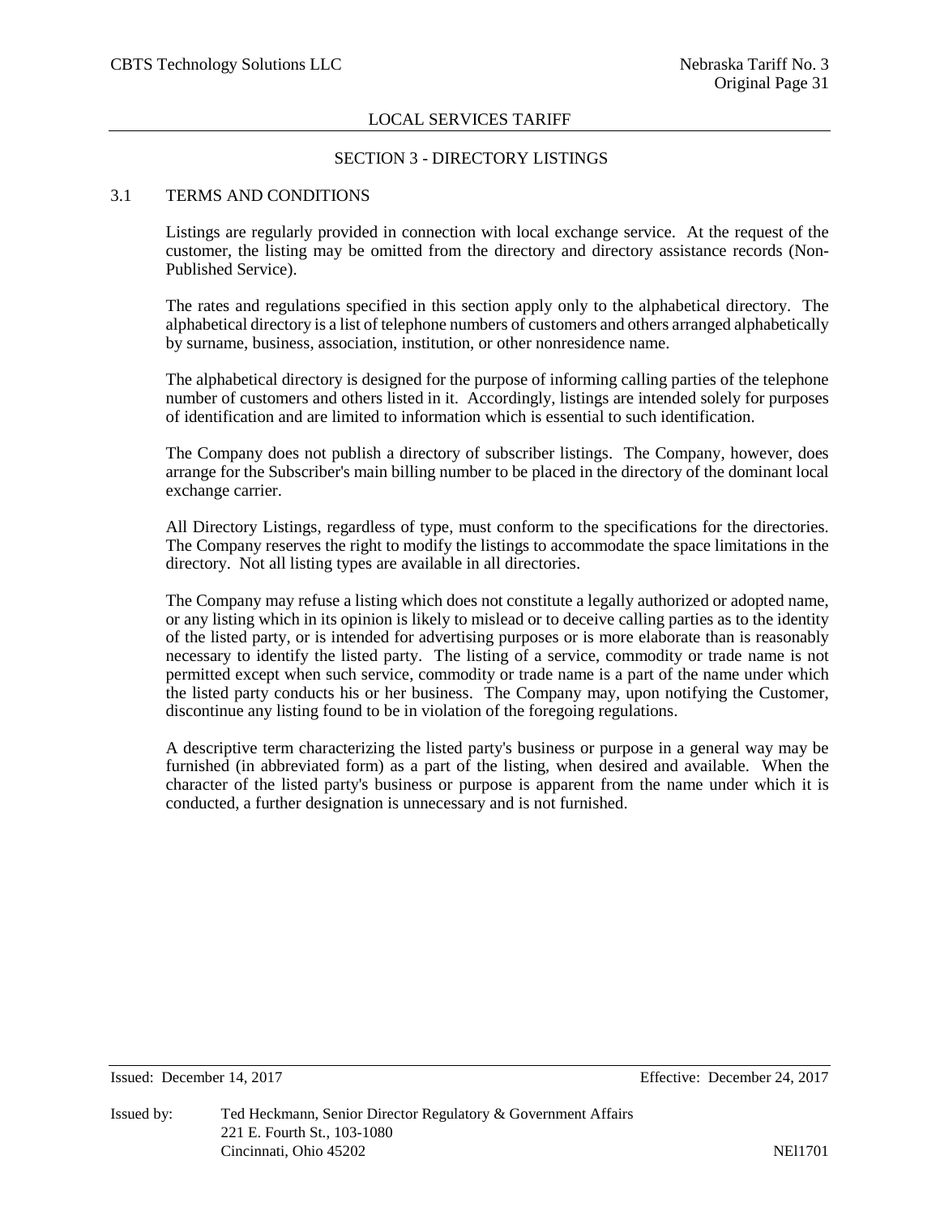## SECTION 3 - DIRECTORY LISTINGS

### 3.1 TERMS AND CONDITIONS

Listings are regularly provided in connection with local exchange service. At the request of the customer, the listing may be omitted from the directory and directory assistance records (Non-Published Service).

The rates and regulations specified in this section apply only to the alphabetical directory. The alphabetical directory is a list of telephone numbers of customers and others arranged alphabetically by surname, business, association, institution, or other nonresidence name.

The alphabetical directory is designed for the purpose of informing calling parties of the telephone number of customers and others listed in it. Accordingly, listings are intended solely for purposes of identification and are limited to information which is essential to such identification.

The Company does not publish a directory of subscriber listings. The Company, however, does arrange for the Subscriber's main billing number to be placed in the directory of the dominant local exchange carrier.

All Directory Listings, regardless of type, must conform to the specifications for the directories. The Company reserves the right to modify the listings to accommodate the space limitations in the directory. Not all listing types are available in all directories.

The Company may refuse a listing which does not constitute a legally authorized or adopted name, or any listing which in its opinion is likely to mislead or to deceive calling parties as to the identity of the listed party, or is intended for advertising purposes or is more elaborate than is reasonably necessary to identify the listed party. The listing of a service, commodity or trade name is not permitted except when such service, commodity or trade name is a part of the name under which the listed party conducts his or her business. The Company may, upon notifying the Customer, discontinue any listing found to be in violation of the foregoing regulations.

A descriptive term characterizing the listed party's business or purpose in a general way may be furnished (in abbreviated form) as a part of the listing, when desired and available. When the character of the listed party's business or purpose is apparent from the name under which it is conducted, a further designation is unnecessary and is not furnished.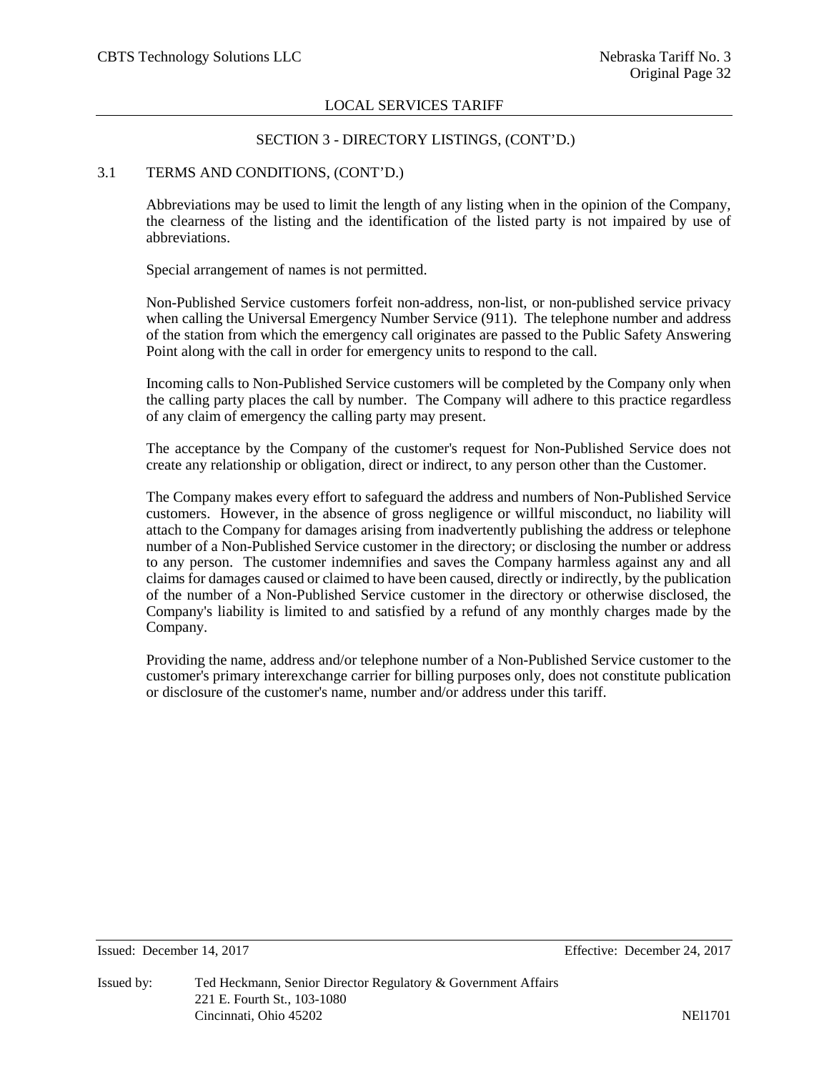## SECTION 3 - DIRECTORY LISTINGS, (CONT'D.)

### 3.1 TERMS AND CONDITIONS, (CONT'D.)

Abbreviations may be used to limit the length of any listing when in the opinion of the Company, the clearness of the listing and the identification of the listed party is not impaired by use of abbreviations.

Special arrangement of names is not permitted.

Non-Published Service customers forfeit non-address, non-list, or non-published service privacy when calling the Universal Emergency Number Service (911). The telephone number and address of the station from which the emergency call originates are passed to the Public Safety Answering Point along with the call in order for emergency units to respond to the call.

Incoming calls to Non-Published Service customers will be completed by the Company only when the calling party places the call by number. The Company will adhere to this practice regardless of any claim of emergency the calling party may present.

The acceptance by the Company of the customer's request for Non-Published Service does not create any relationship or obligation, direct or indirect, to any person other than the Customer.

The Company makes every effort to safeguard the address and numbers of Non-Published Service customers. However, in the absence of gross negligence or willful misconduct, no liability will attach to the Company for damages arising from inadvertently publishing the address or telephone number of a Non-Published Service customer in the directory; or disclosing the number or address to any person. The customer indemnifies and saves the Company harmless against any and all claims for damages caused or claimed to have been caused, directly or indirectly, by the publication of the number of a Non-Published Service customer in the directory or otherwise disclosed, the Company's liability is limited to and satisfied by a refund of any monthly charges made by the Company.

Providing the name, address and/or telephone number of a Non-Published Service customer to the customer's primary interexchange carrier for billing purposes only, does not constitute publication or disclosure of the customer's name, number and/or address under this tariff.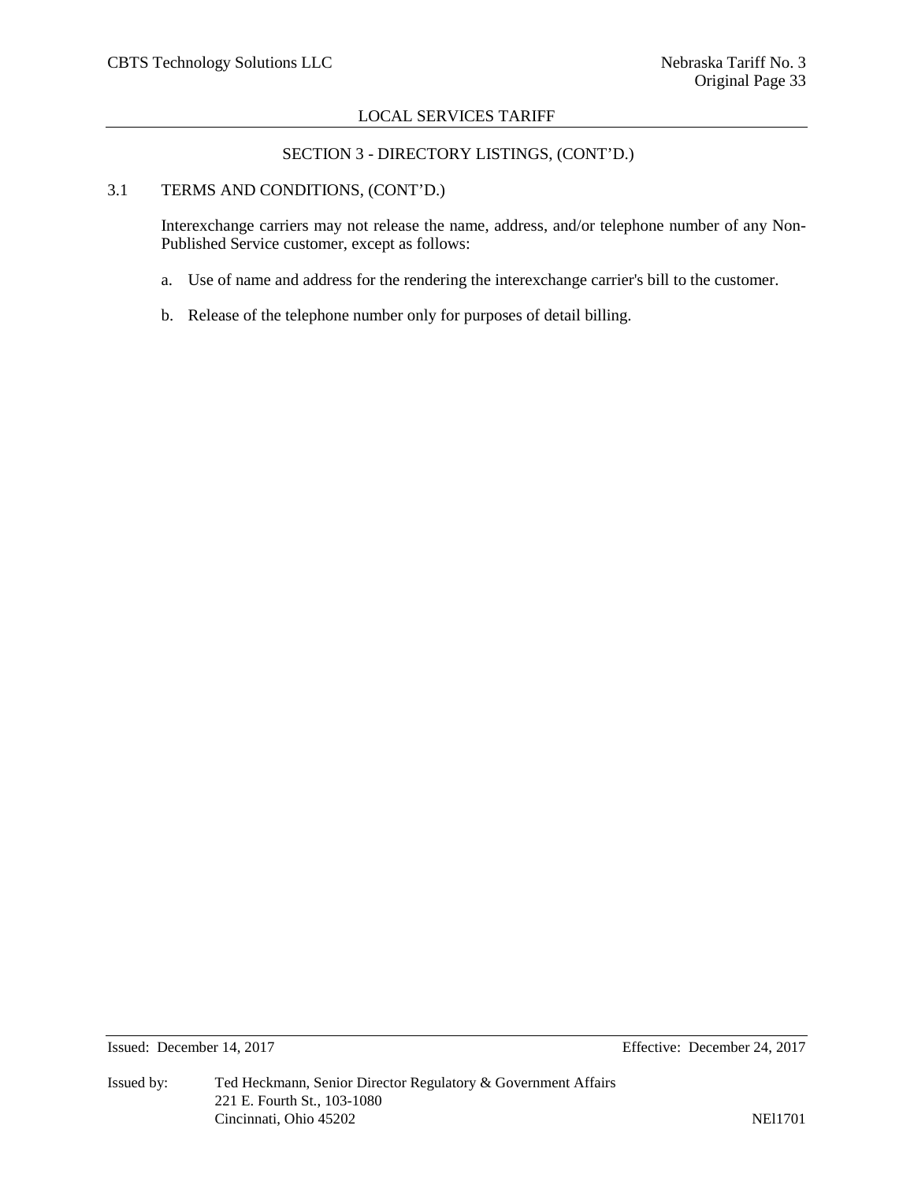## SECTION 3 - DIRECTORY LISTINGS, (CONT'D.)

### 3.1 TERMS AND CONDITIONS, (CONT'D.)

Interexchange carriers may not release the name, address, and/or telephone number of any Non-Published Service customer, except as follows:

a. Use of name and address for the rendering the interexchange carrier's bill to the customer.

b. Release of the telephone number only for purposes of detail billing.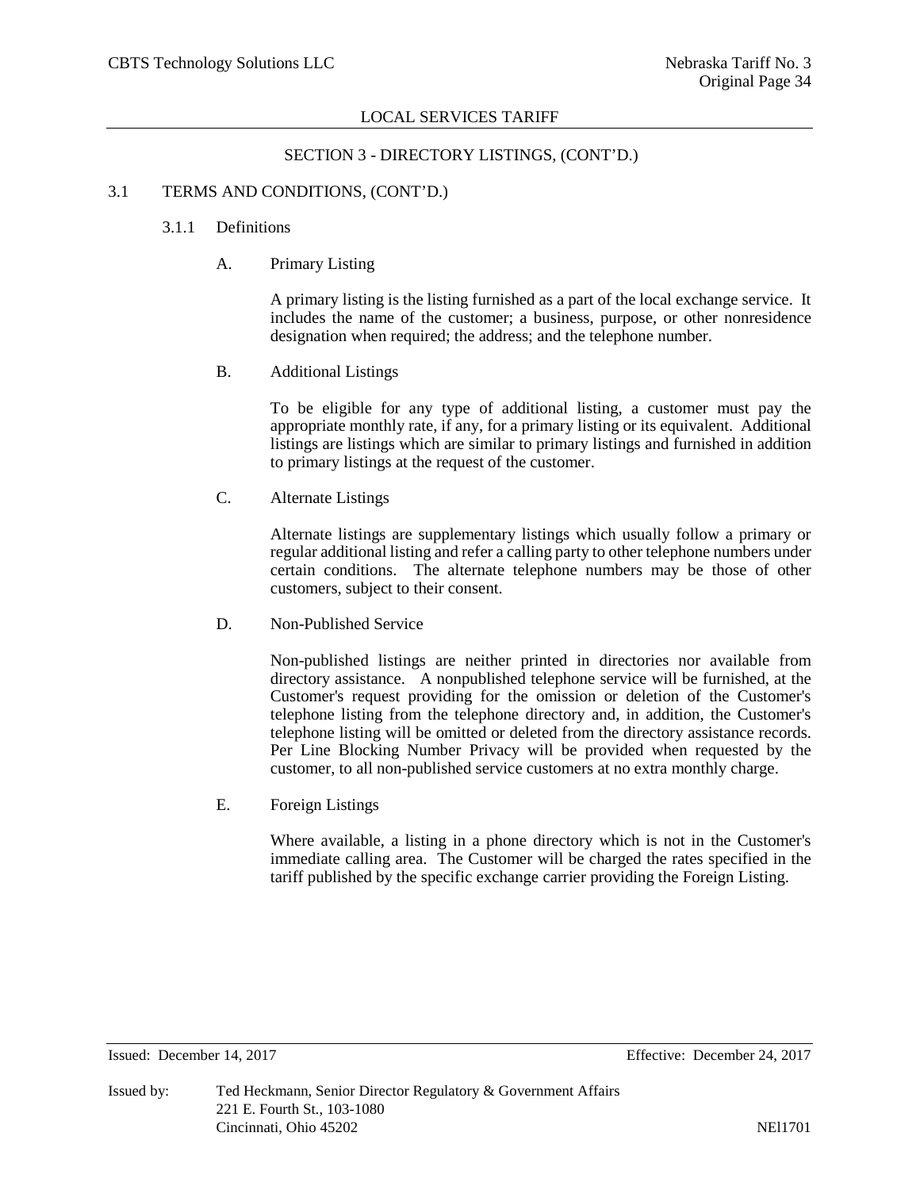## SECTION 3 - DIRECTORY LISTINGS, (CONT'D.)

### 3.1 TERMS AND CONDITIONS, (CONT'D.)

#### 3.1.1 Definitions

A. Primary Listing

A primary listing is the listing furnished as a part of the local exchange service. It includes the name of the customer; a business, purpose, or other nonresidence designation when required; the address; and the telephone number.

B. Additional Listings

To be eligible for any type of additional listing, a customer must pay the appropriate monthly rate, if any, for a primary listing or its equivalent. Additional listings are listings which are similar to primary listings and furnished in addition to primary listings at the request of the customer.

C. Alternate Listings

Alternate listings are supplementary listings which usually follow a primary or regular additional listing and refer a calling party to other telephone numbers under certain conditions. The alternate telephone numbers may be those of other customers, subject to their consent.

D. Non-Published Service

Non-published listings are neither printed in directories nor available from directory assistance. A nonpublished telephone service will be furnished, at the Customer's request providing for the omission or deletion of the Customer's telephone listing from the telephone directory and, in addition, the Customer's telephone listing will be omitted or deleted from the directory assistance records. Per Line Blocking Number Privacy will be provided when requested by the customer, to all non-published service customers at no extra monthly charge.

E. Foreign Listings

Where available, a listing in a phone directory which is not in the Customer's immediate calling area. The Customer will be charged the rates specified in the tariff published by the specific exchange carrier providing the Foreign Listing.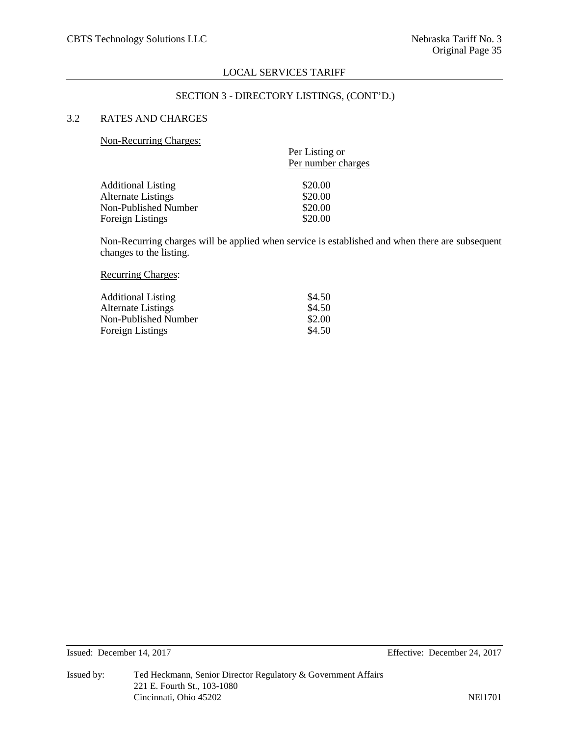## SECTION 3 - DIRECTORY LISTINGS, (CONT'D.)

### 3.2 RATES AND CHARGES

Non-Recurring Charges:

| | Per Listing or Per number charges |
|---|---|
| Additional Listing | $20.00 |
| Alternate Listings | $20.00 |
| Non-Published Number | $20.00 |
| Foreign Listings | $20.00 |

Non-Recurring charges will be applied when service is established and when there are subsequent changes to the listing.

Recurring Charges:

| | |
|---|---|
| Additional Listing | $4.50 |
| Alternate Listings | $4.50 |
| Non-Published Number | $2.00 |
| Foreign Listings | $4.50 |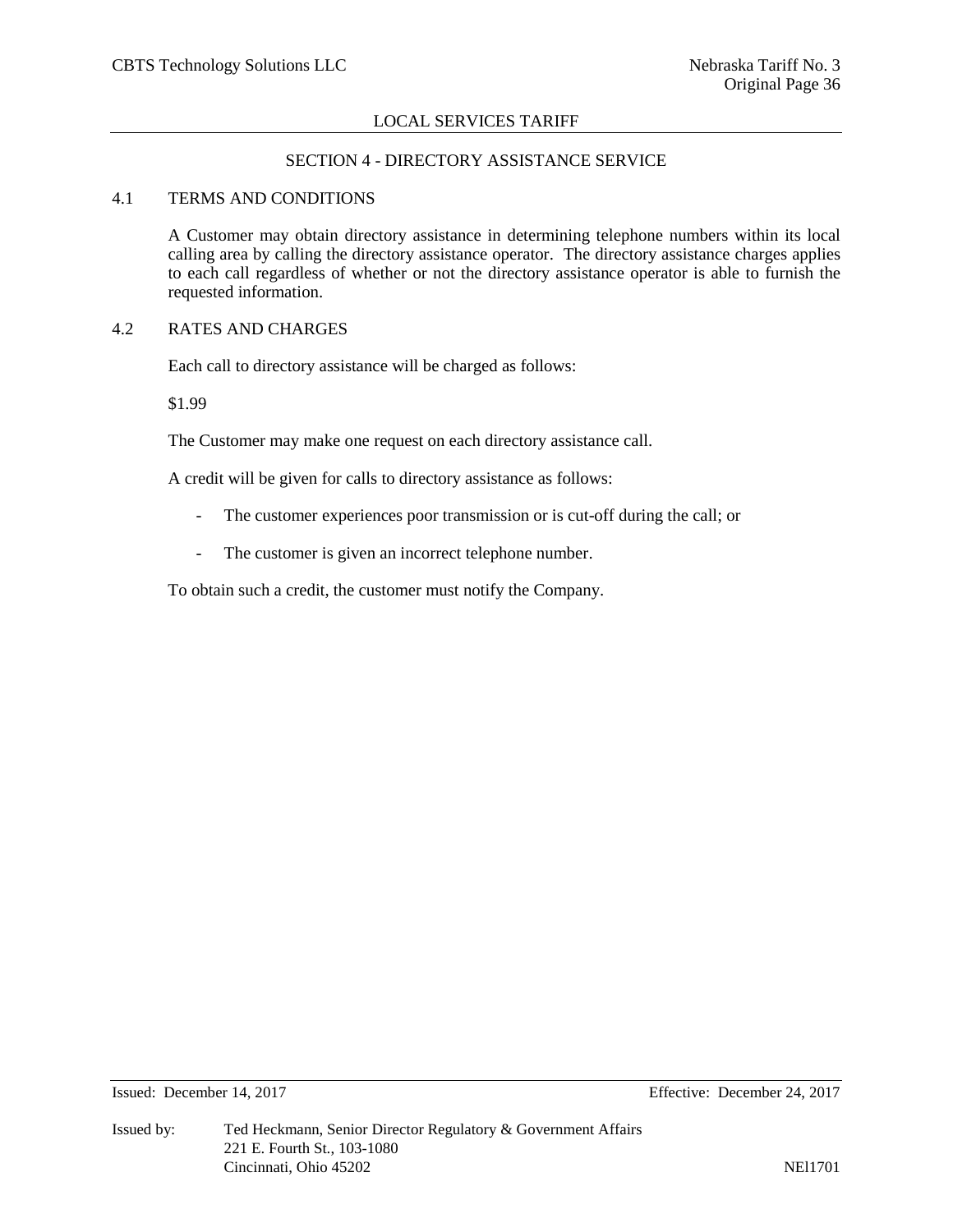## SECTION 4 - DIRECTORY ASSISTANCE SERVICE

### 4.1 TERMS AND CONDITIONS

A Customer may obtain directory assistance in determining telephone numbers within its local calling area by calling the directory assistance operator. The directory assistance charges applies to each call regardless of whether or not the directory assistance operator is able to furnish the requested information.

### 4.2 RATES AND CHARGES

Each call to directory assistance will be charged as follows:

$1.99

The Customer may make one request on each directory assistance call.

A credit will be given for calls to directory assistance as follows:

- The customer experiences poor transmission or is cut-off during the call; or
- The customer is given an incorrect telephone number.

To obtain such a credit, the customer must notify the Company.

Issued: December 14, 2017 Effective: December 24, 2017

Issued by: Ted Heckmann, Senior Director Regulatory & Government Affairs
221 E. Fourth St., 103-1080
Cincinnati, Ohio 45202 NEl1701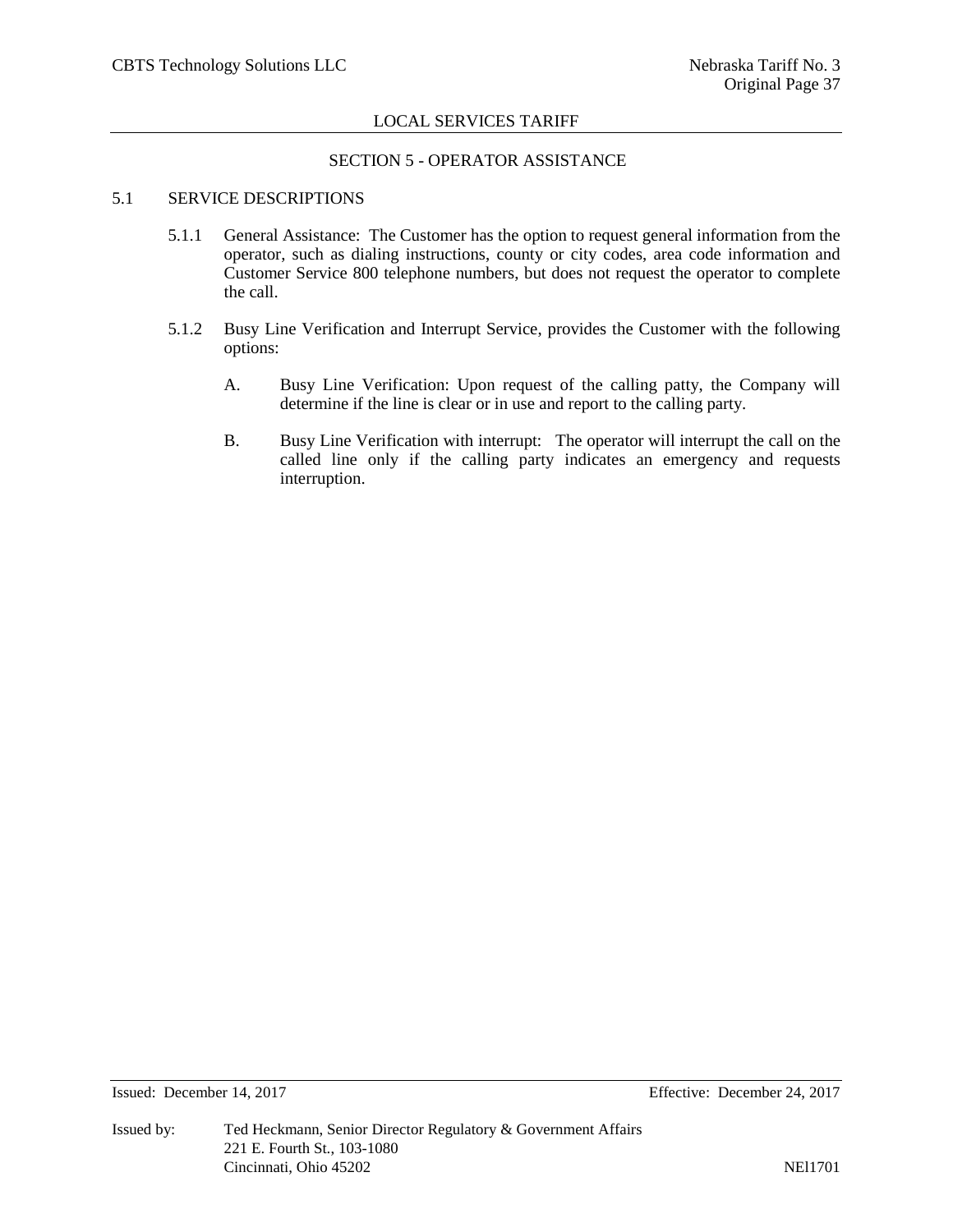## SECTION 5 - OPERATOR ASSISTANCE

### 5.1 SERVICE DESCRIPTIONS

5.1.1 General Assistance: The Customer has the option to request general information from the operator, such as dialing instructions, county or city codes, area code information and Customer Service 800 telephone numbers, but does not request the operator to complete the call.

5.1.2 Busy Line Verification and Interrupt Service, provides the Customer with the following options:

A. Busy Line Verification: Upon request of the calling patty, the Company will determine if the line is clear or in use and report to the calling party.

B. Busy Line Verification with interrupt: The operator will interrupt the call on the called line only if the calling party indicates an emergency and requests interruption.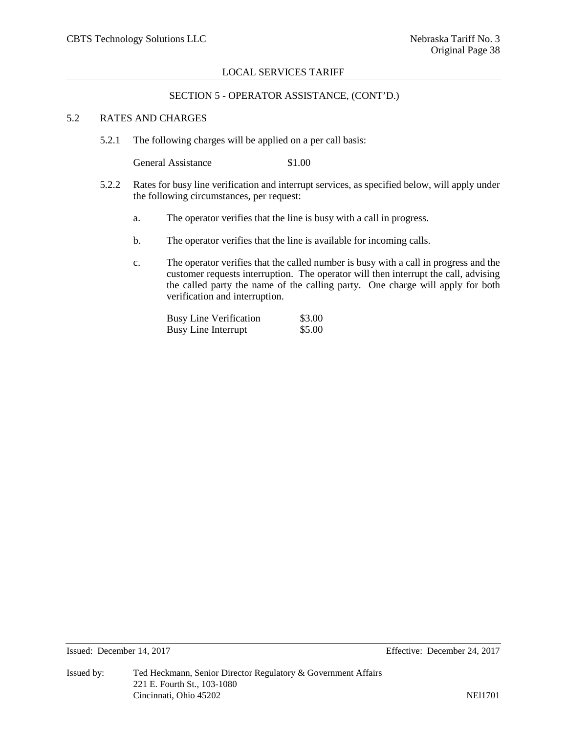## SECTION 5 - OPERATOR ASSISTANCE, (CONT'D.)

### 5.2 RATES AND CHARGES

5.2.1 The following charges will be applied on a per call basis:

| | |
|---|---|
| General Assistance | $1.00 |

5.2.2 Rates for busy line verification and interrupt services, as specified below, will apply under the following circumstances, per request:

a. The operator verifies that the line is busy with a call in progress.

b. The operator verifies that the line is available for incoming calls.

c. The operator verifies that the called number is busy with a call in progress and the customer requests interruption. The operator will then interrupt the call, advising the called party the name of the calling party. One charge will apply for both verification and interruption.

| | |
|---|---|
| Busy Line Verification | $3.00 |
| Busy Line Interrupt | $5.00 |

Issued: December 14, 2017 Effective: December 24, 2017

Issued by: Ted Heckmann, Senior Director Regulatory & Government Affairs
221 E. Fourth St., 103-1080
Cincinnati, Ohio 45202

NEl1701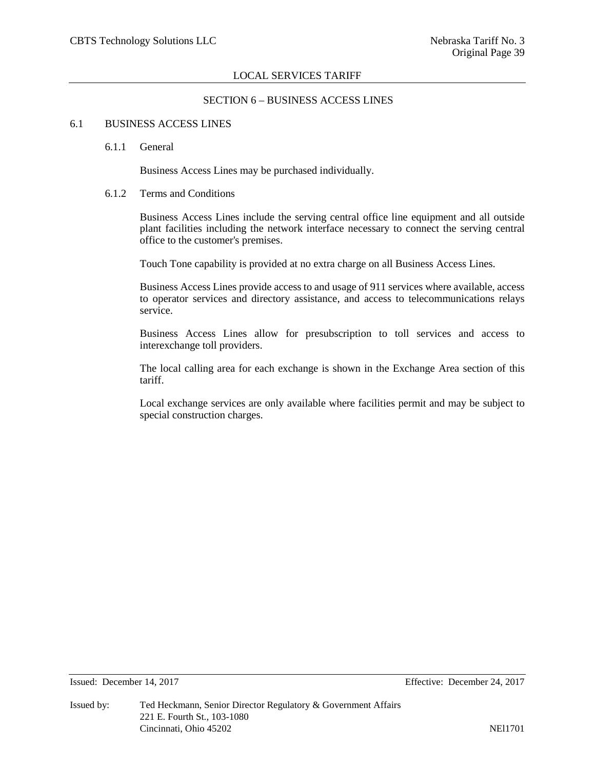# SECTION 6 – BUSINESS ACCESS LINES

## 6.1 BUSINESS ACCESS LINES

### 6.1.1 General

Business Access Lines may be purchased individually.

### 6.1.2 Terms and Conditions

Business Access Lines include the serving central office line equipment and all outside plant facilities including the network interface necessary to connect the serving central office to the customer's premises.

Touch Tone capability is provided at no extra charge on all Business Access Lines.

Business Access Lines provide access to and usage of 911 services where available, access to operator services and directory assistance, and access to telecommunications relays service.

Business Access Lines allow for presubscription to toll services and access to interexchange toll providers.

The local calling area for each exchange is shown in the Exchange Area section of this tariff.

Local exchange services are only available where facilities permit and may be subject to special construction charges.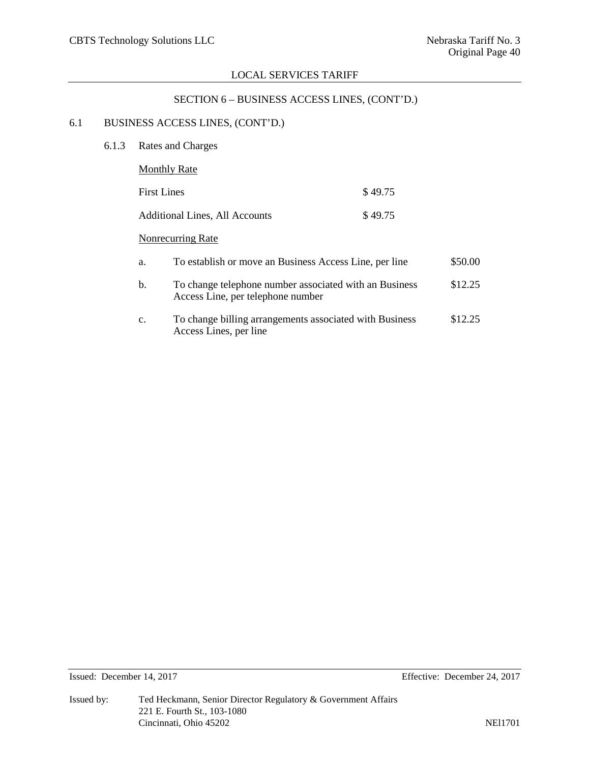## SECTION 6 – BUSINESS ACCESS LINES, (CONT'D.)

### 6.1 BUSINESS ACCESS LINES, (CONT'D.)

#### 6.1.3 Rates and Charges

Monthly Rate

| | |
|---|---|
| First Lines | $ 49.75 |
| Additional Lines, All Accounts | $ 49.75 |

Nonrecurring Rate

| | | |
|---|---|---|
| a. | To establish or move an Business Access Line, per line | $50.00 |
| b. | To change telephone number associated with an Business Access Line, per telephone number | $12.25 |
| c. | To change billing arrangements associated with Business Access Lines, per line | $12.25 |

Issued: December 14, 2017

Effective: December 24, 2017

Issued by: Ted Heckmann, Senior Director Regulatory & Government Affairs
221 E. Fourth St., 103-1080
Cincinnati, Ohio 45202

NEl1701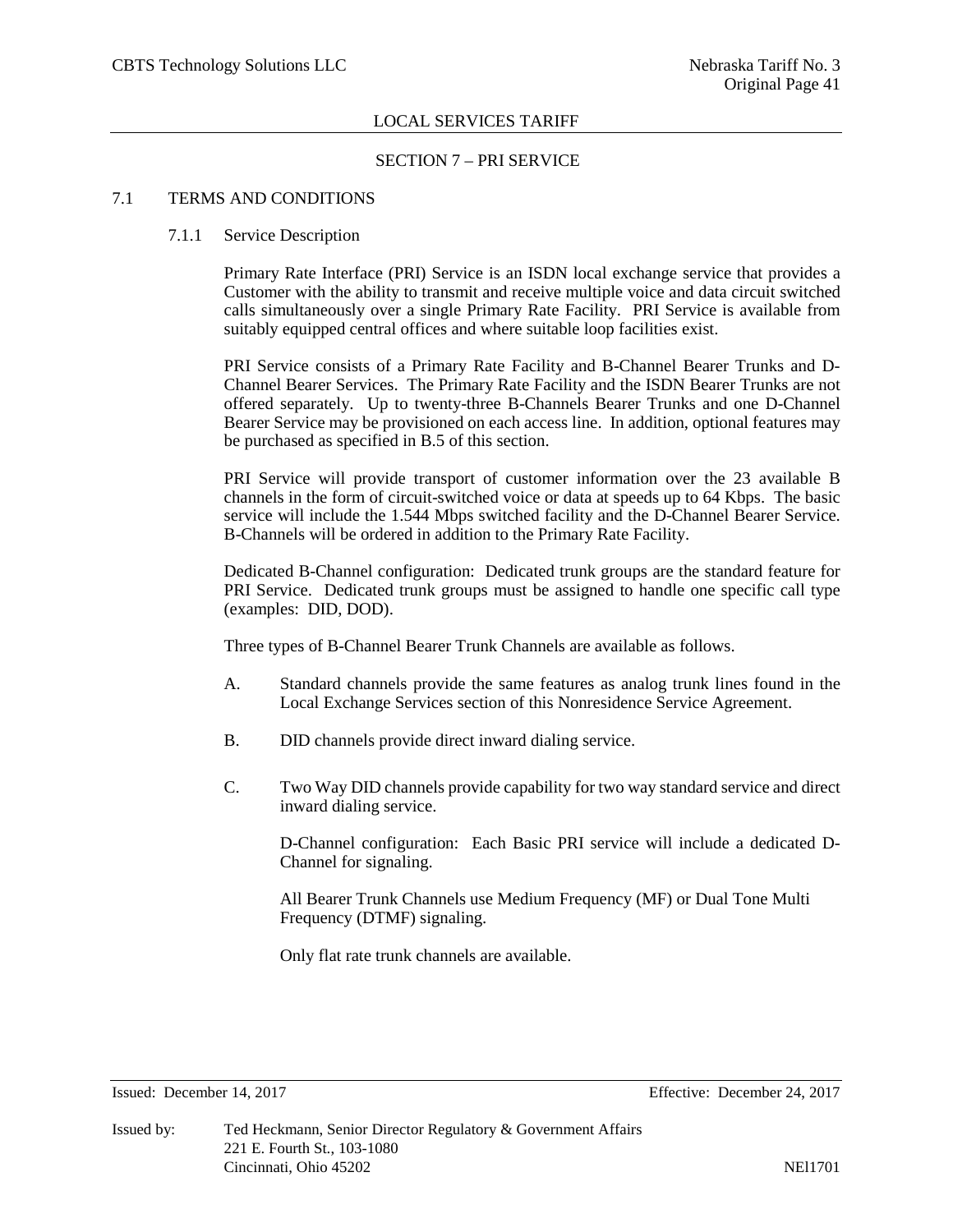LOCAL SERVICES TARIFF

## SECTION 7 – PRI SERVICE

### 7.1 TERMS AND CONDITIONS

#### 7.1.1 Service Description

Primary Rate Interface (PRI) Service is an ISDN local exchange service that provides a Customer with the ability to transmit and receive multiple voice and data circuit switched calls simultaneously over a single Primary Rate Facility. PRI Service is available from suitably equipped central offices and where suitable loop facilities exist.

PRI Service consists of a Primary Rate Facility and B-Channel Bearer Trunks and D-Channel Bearer Services. The Primary Rate Facility and the ISDN Bearer Trunks are not offered separately. Up to twenty-three B-Channels Bearer Trunks and one D-Channel Bearer Service may be provisioned on each access line. In addition, optional features may be purchased as specified in B.5 of this section.

PRI Service will provide transport of customer information over the 23 available B channels in the form of circuit-switched voice or data at speeds up to 64 Kbps. The basic service will include the 1.544 Mbps switched facility and the D-Channel Bearer Service. B-Channels will be ordered in addition to the Primary Rate Facility.

Dedicated B-Channel configuration: Dedicated trunk groups are the standard feature for PRI Service. Dedicated trunk groups must be assigned to handle one specific call type (examples: DID, DOD).

Three types of B-Channel Bearer Trunk Channels are available as follows.

A. Standard channels provide the same features as analog trunk lines found in the Local Exchange Services section of this Nonresidence Service Agreement.

B. DID channels provide direct inward dialing service.

C. Two Way DID channels provide capability for two way standard service and direct inward dialing service.

D-Channel configuration: Each Basic PRI service will include a dedicated D-Channel for signaling.

All Bearer Trunk Channels use Medium Frequency (MF) or Dual Tone Multi Frequency (DTMF) signaling.

Only flat rate trunk channels are available.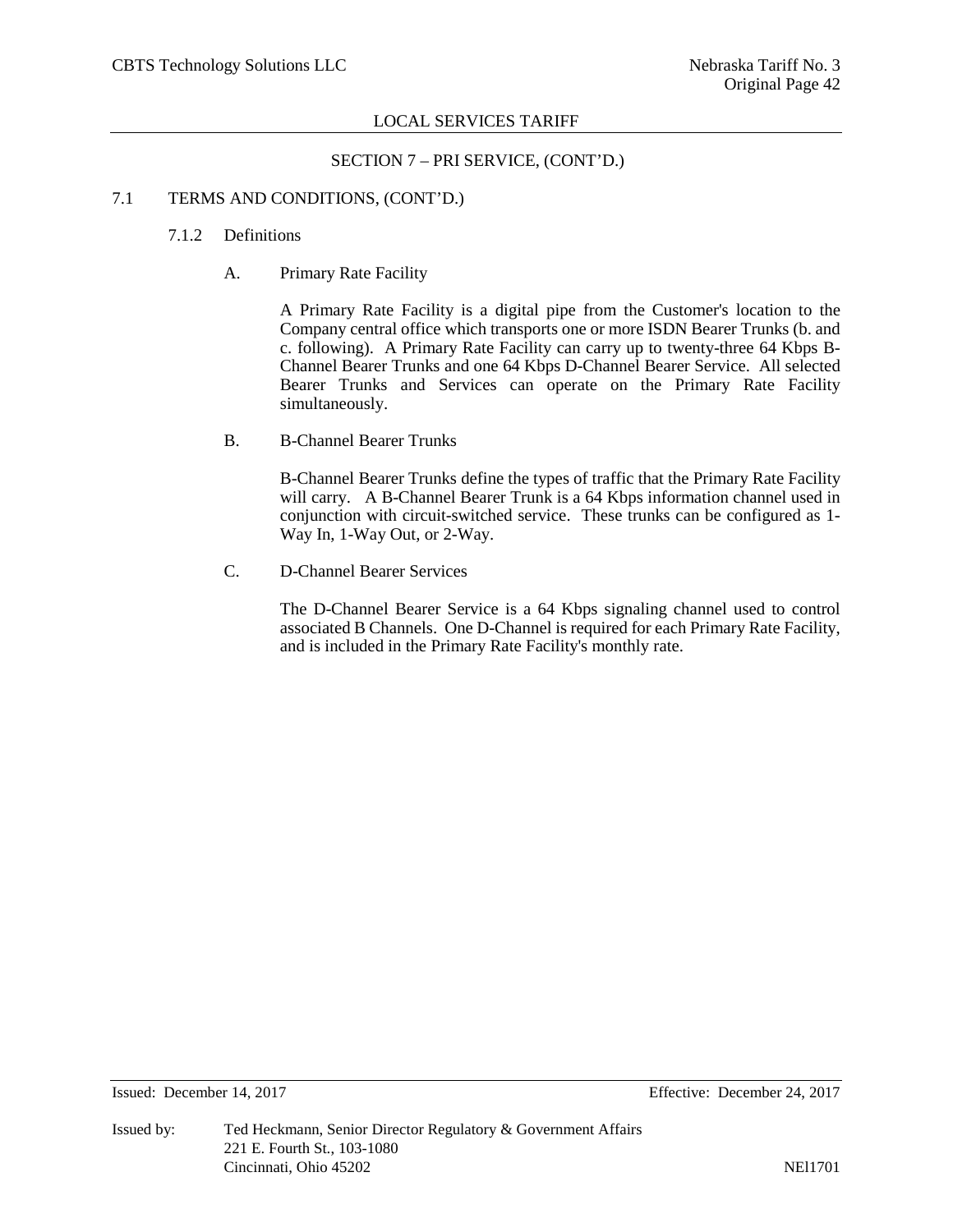## SECTION 7 – PRI SERVICE, (CONT'D.)

### 7.1 TERMS AND CONDITIONS, (CONT'D.)

#### 7.1.2 Definitions

A. Primary Rate Facility

A Primary Rate Facility is a digital pipe from the Customer's location to the Company central office which transports one or more ISDN Bearer Trunks (b. and c. following). A Primary Rate Facility can carry up to twenty-three 64 Kbps B-Channel Bearer Trunks and one 64 Kbps D-Channel Bearer Service. All selected Bearer Trunks and Services can operate on the Primary Rate Facility simultaneously.

B. B-Channel Bearer Trunks

B-Channel Bearer Trunks define the types of traffic that the Primary Rate Facility will carry. A B-Channel Bearer Trunk is a 64 Kbps information channel used in conjunction with circuit-switched service. These trunks can be configured as 1-Way In, 1-Way Out, or 2-Way.

C. D-Channel Bearer Services

The D-Channel Bearer Service is a 64 Kbps signaling channel used to control associated B Channels. One D-Channel is required for each Primary Rate Facility, and is included in the Primary Rate Facility's monthly rate.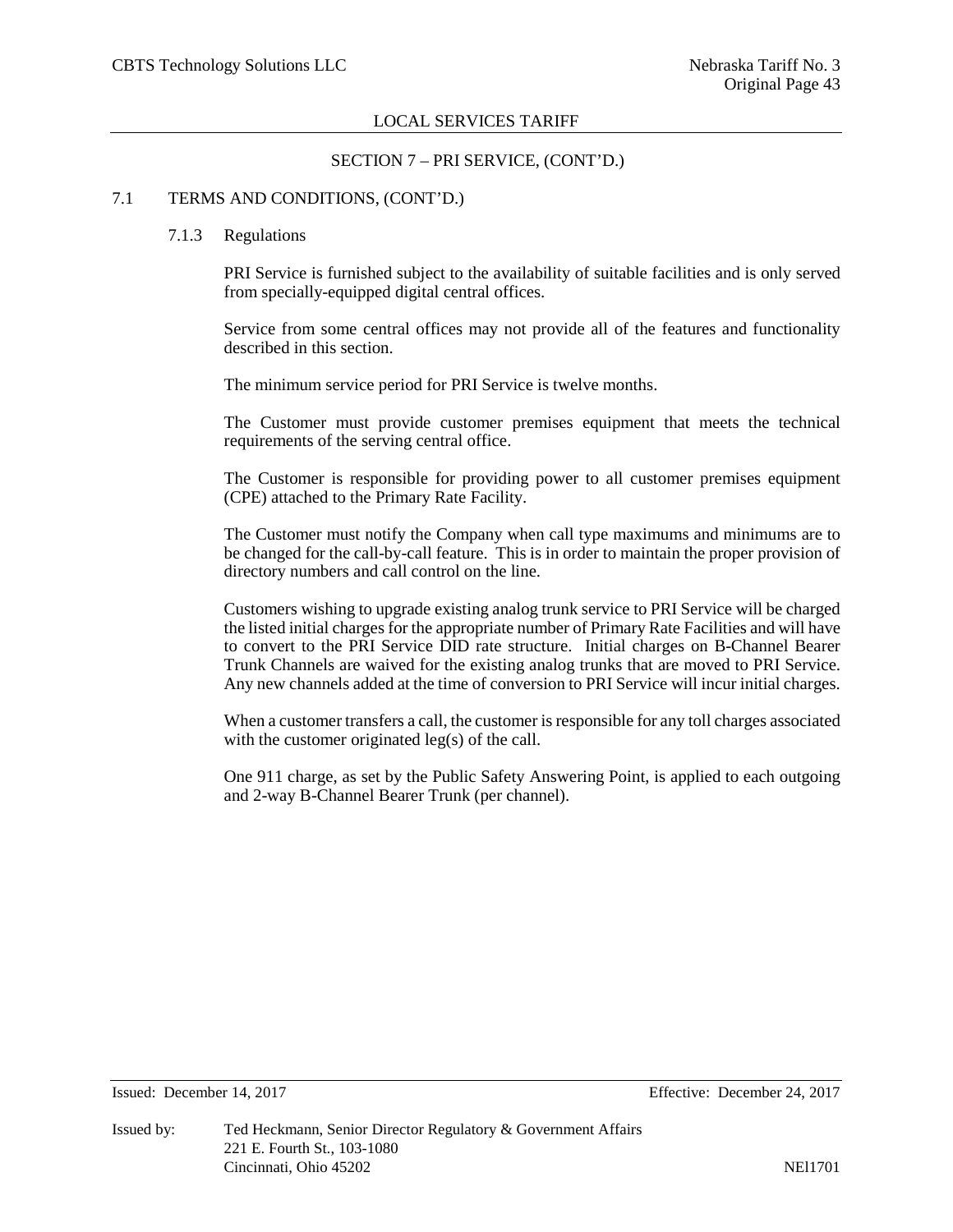SECTION 7 – PRI SERVICE, (CONT'D.)

## 7.1 TERMS AND CONDITIONS, (CONT'D.)

### 7.1.3 Regulations

PRI Service is furnished subject to the availability of suitable facilities and is only served from specially-equipped digital central offices.

Service from some central offices may not provide all of the features and functionality described in this section.

The minimum service period for PRI Service is twelve months.

The Customer must provide customer premises equipment that meets the technical requirements of the serving central office.

The Customer is responsible for providing power to all customer premises equipment (CPE) attached to the Primary Rate Facility.

The Customer must notify the Company when call type maximums and minimums are to be changed for the call-by-call feature. This is in order to maintain the proper provision of directory numbers and call control on the line.

Customers wishing to upgrade existing analog trunk service to PRI Service will be charged the listed initial charges for the appropriate number of Primary Rate Facilities and will have to convert to the PRI Service DID rate structure. Initial charges on B-Channel Bearer Trunk Channels are waived for the existing analog trunks that are moved to PRI Service. Any new channels added at the time of conversion to PRI Service will incur initial charges.

When a customer transfers a call, the customer is responsible for any toll charges associated with the customer originated leg(s) of the call.

One 911 charge, as set by the Public Safety Answering Point, is applied to each outgoing and 2-way B-Channel Bearer Trunk (per channel).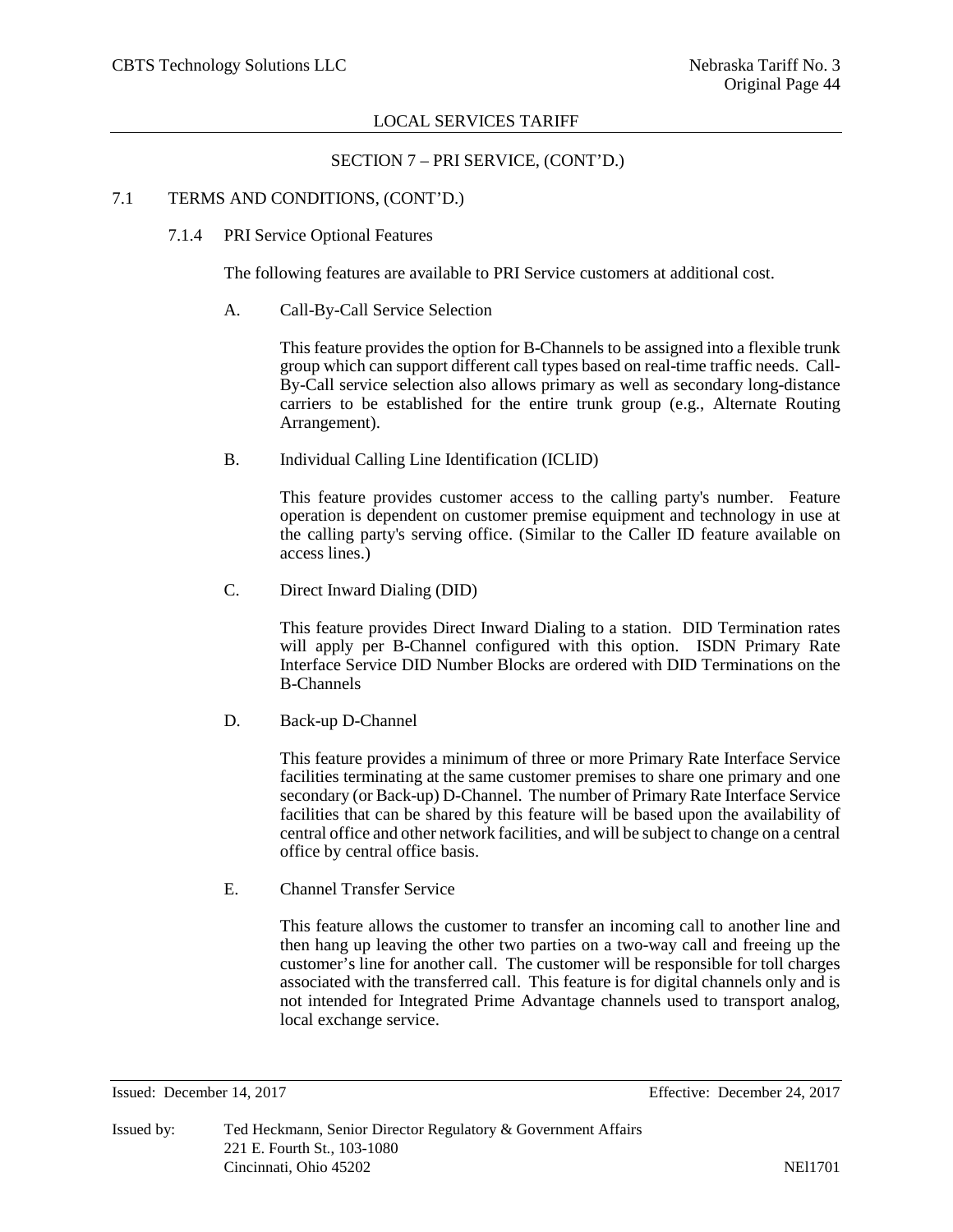## SECTION 7 – PRI SERVICE, (CONT'D.)

### 7.1 TERMS AND CONDITIONS, (CONT'D.)

#### 7.1.4 PRI Service Optional Features

The following features are available to PRI Service customers at additional cost.

A. Call-By-Call Service Selection

This feature provides the option for B-Channels to be assigned into a flexible trunk group which can support different call types based on real-time traffic needs. Call-By-Call service selection also allows primary as well as secondary long-distance carriers to be established for the entire trunk group (e.g., Alternate Routing Arrangement).

B. Individual Calling Line Identification (ICLID)

This feature provides customer access to the calling party's number. Feature operation is dependent on customer premise equipment and technology in use at the calling party's serving office. (Similar to the Caller ID feature available on access lines.)

C. Direct Inward Dialing (DID)

This feature provides Direct Inward Dialing to a station. DID Termination rates will apply per B-Channel configured with this option. ISDN Primary Rate Interface Service DID Number Blocks are ordered with DID Terminations on the B-Channels

D. Back-up D-Channel

This feature provides a minimum of three or more Primary Rate Interface Service facilities terminating at the same customer premises to share one primary and one secondary (or Back-up) D-Channel. The number of Primary Rate Interface Service facilities that can be shared by this feature will be based upon the availability of central office and other network facilities, and will be subject to change on a central office by central office basis.

E. Channel Transfer Service

This feature allows the customer to transfer an incoming call to another line and then hang up leaving the other two parties on a two-way call and freeing up the customer's line for another call. The customer will be responsible for toll charges associated with the transferred call. This feature is for digital channels only and is not intended for Integrated Prime Advantage channels used to transport analog, local exchange service.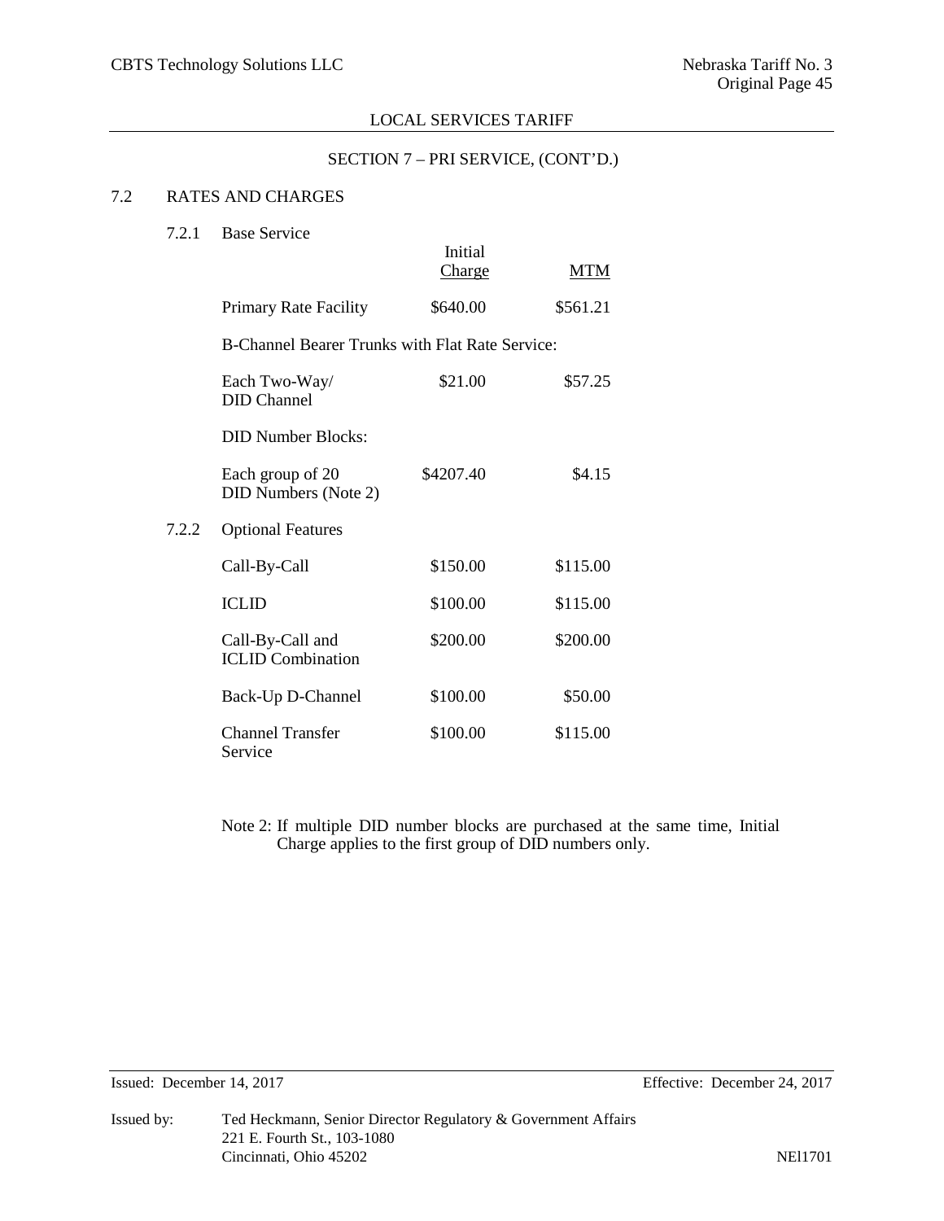## SECTION 7 – PRI SERVICE, (CONT'D.)

### 7.2 RATES AND CHARGES

#### 7.2.1 Base Service

| | Initial Charge | MTM |
|---|---|---|
| Primary Rate Facility | \$640.00 | \$561.21 |
| B-Channel Bearer Trunks with Flat Rate Service: | | |
| Each Two-Way/ DID Channel | \$21.00 | \$57.25 |
| DID Number Blocks: | | |
| Each group of 20 DID Numbers (Note 2) | \$4207.40 | \$4.15 |

#### 7.2.2 Optional Features

| | Initial Charge | MTM |
|---|---|---|
| Call-By-Call | \$150.00 | \$115.00 |
| ICLID | \$100.00 | \$115.00 |
| Call-By-Call and ICLID Combination | \$200.00 | \$200.00 |
| Back-Up D-Channel | \$100.00 | \$50.00 |
| Channel Transfer Service | \$100.00 | \$115.00 |

Note 2: If multiple DID number blocks are purchased at the same time, Initial Charge applies to the first group of DID numbers only.

Issued: December 14, 2017 Effective: December 24, 2017

Issued by: Ted Heckmann, Senior Director Regulatory & Government Affairs
221 E. Fourth St., 103-1080
Cincinnati, Ohio 45202

NEl1701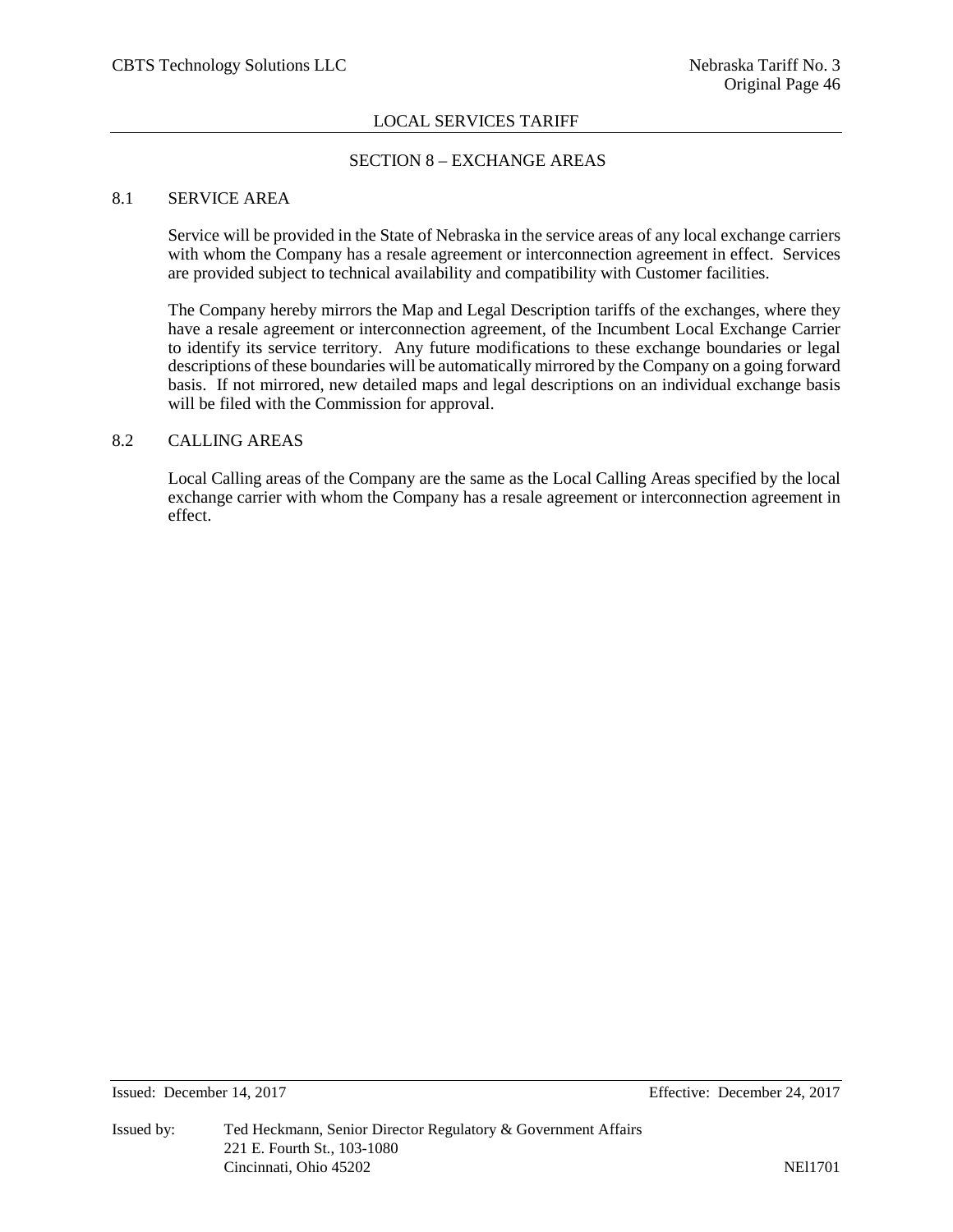# SECTION 8 – EXCHANGE AREAS

## 8.1 SERVICE AREA

Service will be provided in the State of Nebraska in the service areas of any local exchange carriers with whom the Company has a resale agreement or interconnection agreement in effect. Services are provided subject to technical availability and compatibility with Customer facilities.

The Company hereby mirrors the Map and Legal Description tariffs of the exchanges, where they have a resale agreement or interconnection agreement, of the Incumbent Local Exchange Carrier to identify its service territory. Any future modifications to these exchange boundaries or legal descriptions of these boundaries will be automatically mirrored by the Company on a going forward basis. If not mirrored, new detailed maps and legal descriptions on an individual exchange basis will be filed with the Commission for approval.

## 8.2 CALLING AREAS

Local Calling areas of the Company are the same as the Local Calling Areas specified by the local exchange carrier with whom the Company has a resale agreement or interconnection agreement in effect.